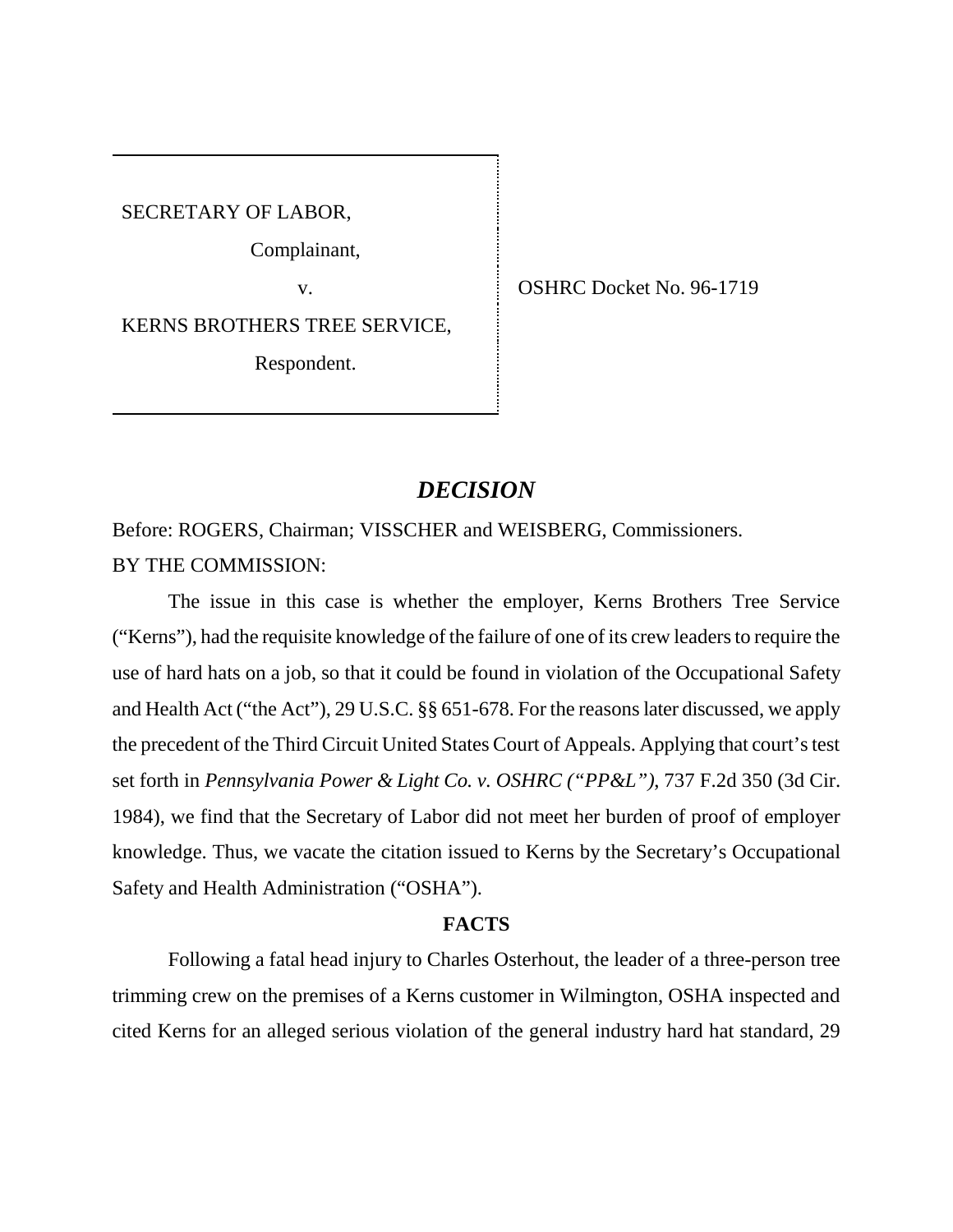SECRETARY OF LABOR,

Complainant,

v.

KERNS BROTHERS TREE SERVICE,

Respondent.

OSHRC Docket No. 96-1719

## *DECISION*

Before: ROGERS, Chairman; VISSCHER and WEISBERG, Commissioners.

BY THE COMMISSION:

The issue in this case is whether the employer, Kerns Brothers Tree Service ("Kerns"), had the requisite knowledge of the failure of one of its crew leaders to require the use of hard hats on a job, so that it could be found in violation of the Occupational Safety and Health Act ("the Act"), 29 U.S.C. §§ 651-678. For the reasons later discussed, we apply the precedent of the Third Circuit United States Court of Appeals. Applying that court's test set forth in *Pennsylvania Power & Light Co. v. OSHRC ("PP&L")*, 737 F.2d 350 (3d Cir. 1984), we find that the Secretary of Labor did not meet her burden of proof of employer knowledge. Thus, we vacate the citation issued to Kerns by the Secretary's Occupational Safety and Health Administration ("OSHA").

**FACTS**

Following a fatal head injury to Charles Osterhout, the leader of a three-person tree trimming crew on the premises of a Kerns customer in Wilmington, OSHA inspected and cited Kerns for an alleged serious violation of the general industry hard hat standard, 29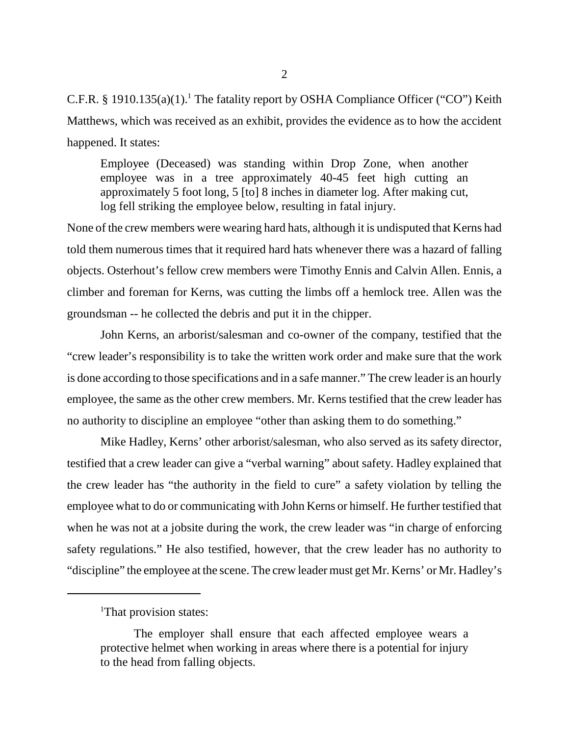C.F.R. § 1910.135(a)(1).[1] The fatality report by OSHA Compliance Officer ("CO") Keith Matthews, which was received as an exhibit, provides the evidence as to how the accident happened. It states:

> Employee (Deceased) was standing within Drop Zone, when another employee was in a tree approximately 40-45 feet high cutting an approximately 5 foot long, 5 [to] 8 inches in diameter log. After making cut, log fell striking the employee below, resulting in fatal injury.

None of the crew members were wearing hard hats, although it is undisputed that Kerns had told them numerous times that it required hard hats whenever there was a hazard of falling objects. Osterhout's fellow crew members were Timothy Ennis and Calvin Allen. Ennis, a climber and foreman for Kerns, was cutting the limbs off a hemlock tree. Allen was the groundsman -- he collected the debris and put it in the chipper.

John Kerns, an arborist/salesman and co-owner of the company, testified that the "crew leader's responsibility is to take the written work order and make sure that the work is done according to those specifications and in a safe manner." The crew leader is an hourly employee, the same as the other crew members. Mr. Kerns testified that the crew leader has no authority to discipline an employee "other than asking them to do something."

Mike Hadley, Kerns' other arborist/salesman, who also served as its safety director, testified that a crew leader can give a "verbal warning" about safety. Hadley explained that the crew leader has "the authority in the field to cure" a safety violation by telling the employee what to do or communicating with John Kerns or himself. He further testified that when he was not at a jobsite during the work, the crew leader was "in charge of enforcing safety regulations." He also testified, however, that the crew leader has no authority to "discipline" the employee at the scene. The crew leader must get Mr. Kerns' or Mr. Hadley's

---

[1] That provision states:

> The employer shall ensure that each affected employee wears a protective helmet when working in areas where there is a potential for injury to the head from falling objects.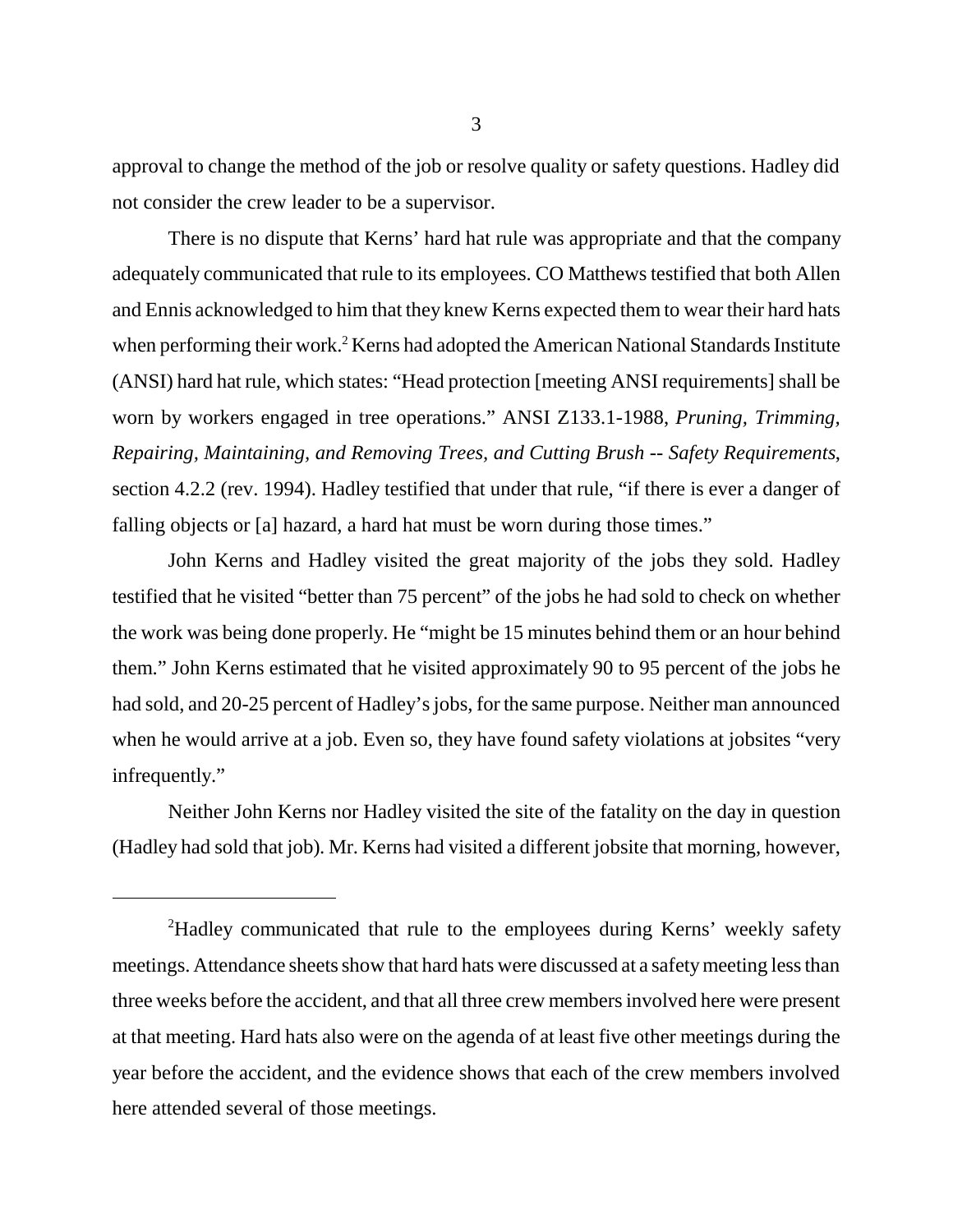approval to change the method of the job or resolve quality or safety questions. Hadley did not consider the crew leader to be a supervisor.

There is no dispute that Kerns' hard hat rule was appropriate and that the company adequately communicated that rule to its employees. CO Matthews testified that both Allen and Ennis acknowledged to him that they knew Kerns expected them to wear their hard hats when performing their work.[2] Kerns had adopted the American National Standards Institute (ANSI) hard hat rule, which states: "Head protection [meeting ANSI requirements] shall be worn by workers engaged in tree operations." ANSI Z133.1-1988, *Pruning, Trimming, Repairing, Maintaining, and Removing Trees, and Cutting Brush -- Safety Requirements*, section 4.2.2 (rev. 1994). Hadley testified that under that rule, "if there is ever a danger of falling objects or [a] hazard, a hard hat must be worn during those times."

John Kerns and Hadley visited the great majority of the jobs they sold. Hadley testified that he visited "better than 75 percent" of the jobs he had sold to check on whether the work was being done properly. He "might be 15 minutes behind them or an hour behind them." John Kerns estimated that he visited approximately 90 to 95 percent of the jobs he had sold, and 20-25 percent of Hadley's jobs, for the same purpose. Neither man announced when he would arrive at a job. Even so, they have found safety violations at jobsites "very infrequently."

Neither John Kerns nor Hadley visited the site of the fatality on the day in question (Hadley had sold that job). Mr. Kerns had visited a different jobsite that morning, however,

---

[2]Hadley communicated that rule to the employees during Kerns' weekly safety meetings. Attendance sheets show that hard hats were discussed at a safety meeting less than three weeks before the accident, and that all three crew members involved here were present at that meeting. Hard hats also were on the agenda of at least five other meetings during the year before the accident, and the evidence shows that each of the crew members involved here attended several of those meetings.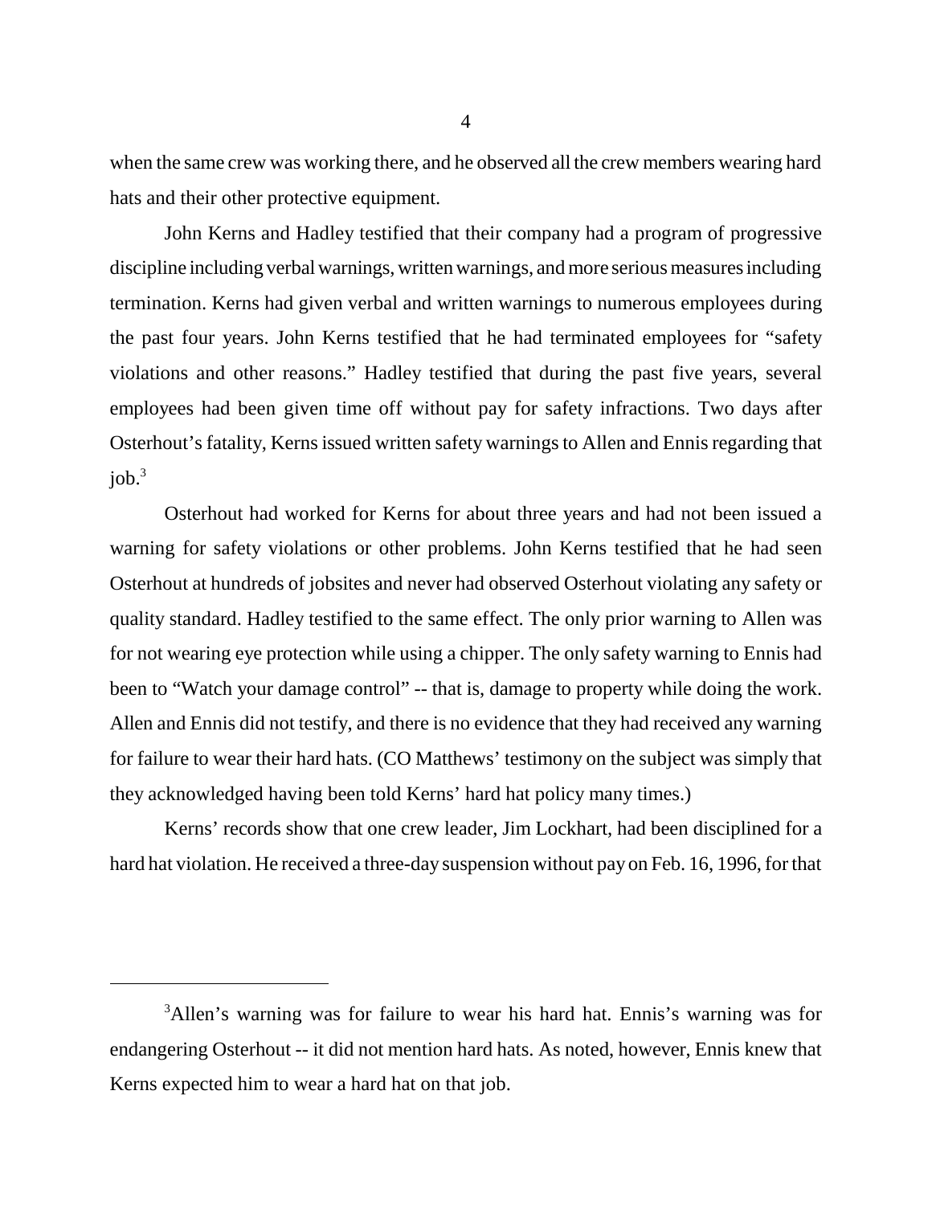when the same crew was working there, and he observed all the crew members wearing hard hats and their other protective equipment.

John Kerns and Hadley testified that their company had a program of progressive discipline including verbal warnings, written warnings, and more serious measures including termination. Kerns had given verbal and written warnings to numerous employees during the past four years. John Kerns testified that he had terminated employees for "safety violations and other reasons." Hadley testified that during the past five years, several employees had been given time off without pay for safety infractions. Two days after Osterhout's fatality, Kerns issued written safety warnings to Allen and Ennis regarding that job.[3]

Osterhout had worked for Kerns for about three years and had not been issued a warning for safety violations or other problems. John Kerns testified that he had seen Osterhout at hundreds of jobsites and never had observed Osterhout violating any safety or quality standard. Hadley testified to the same effect. The only prior warning to Allen was for not wearing eye protection while using a chipper. The only safety warning to Ennis had been to "Watch your damage control" -- that is, damage to property while doing the work. Allen and Ennis did not testify, and there is no evidence that they had received any warning for failure to wear their hard hats. (CO Matthews' testimony on the subject was simply that they acknowledged having been told Kerns' hard hat policy many times.)

Kerns' records show that one crew leader, Jim Lockhart, had been disciplined for a hard hat violation. He received a three-day suspension without pay on Feb. 16, 1996, for that

---

[3]Allen's warning was for failure to wear his hard hat. Ennis's warning was for endangering Osterhout -- it did not mention hard hats. As noted, however, Ennis knew that Kerns expected him to wear a hard hat on that job.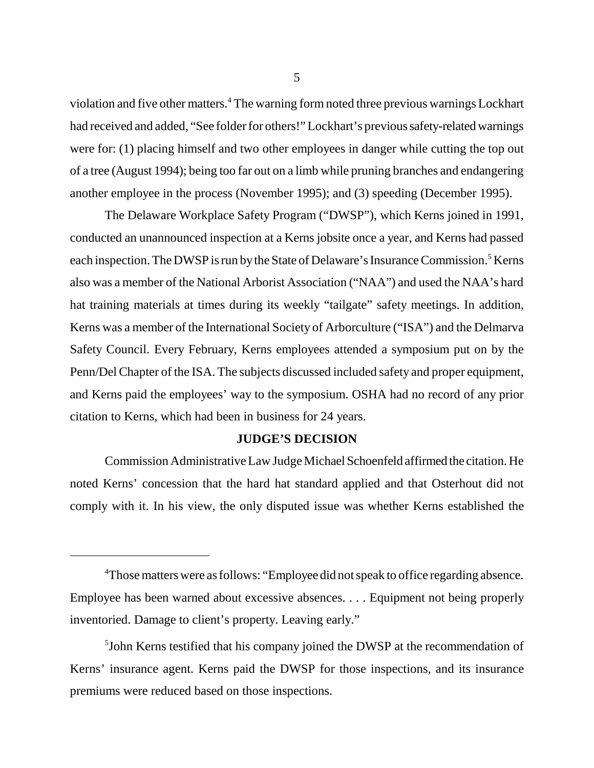violation and five other matters.[4] The warning form noted three previous warnings Lockhart had received and added, "See folder for others!" Lockhart's previous safety-related warnings were for: (1) placing himself and two other employees in danger while cutting the top out of a tree (August 1994); being too far out on a limb while pruning branches and endangering another employee in the process (November 1995); and (3) speeding (December 1995).

The Delaware Workplace Safety Program ("DWSP"), which Kerns joined in 1991, conducted an unannounced inspection at a Kerns jobsite once a year, and Kerns had passed each inspection. The DWSP is run by the State of Delaware's Insurance Commission.[5] Kerns also was a member of the National Arborist Association ("NAA") and used the NAA's hard hat training materials at times during its weekly "tailgate" safety meetings. In addition, Kerns was a member of the International Society of Arborculture ("ISA") and the Delmarva Safety Council. Every February, Kerns employees attended a symposium put on by the Penn/Del Chapter of the ISA. The subjects discussed included safety and proper equipment, and Kerns paid the employees' way to the symposium. OSHA had no record of any prior citation to Kerns, which had been in business for 24 years.

**JUDGE'S DECISION**

Commission Administrative Law Judge Michael Schoenfeld affirmed the citation. He noted Kerns' concession that the hard hat standard applied and that Osterhout did not comply with it. In his view, the only disputed issue was whether Kerns established the

---

[4]Those matters were as follows: "Employee did not speak to office regarding absence. Employee has been warned about excessive absences. . . . Equipment not being properly inventoried. Damage to client's property. Leaving early."

[5]John Kerns testified that his company joined the DWSP at the recommendation of Kerns' insurance agent. Kerns paid the DWSP for those inspections, and its insurance premiums were reduced based on those inspections.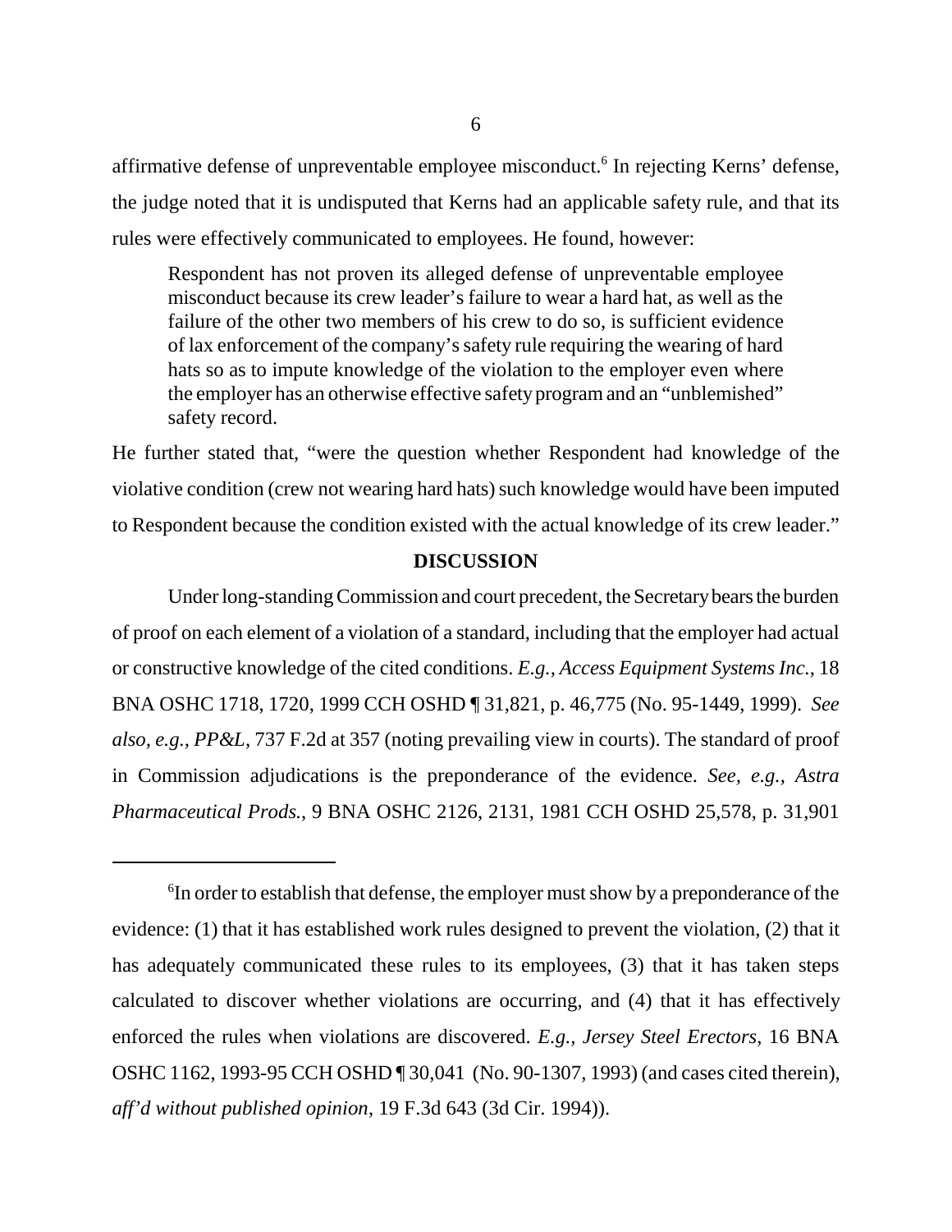affirmative defense of unpreventable employee misconduct.[6] In rejecting Kerns' defense, the judge noted that it is undisputed that Kerns had an applicable safety rule, and that its rules were effectively communicated to employees. He found, however:

> Respondent has not proven its alleged defense of unpreventable employee misconduct because its crew leader's failure to wear a hard hat, as well as the failure of the other two members of his crew to do so, is sufficient evidence of lax enforcement of the company's safety rule requiring the wearing of hard hats so as to impute knowledge of the violation to the employer even where the employer has an otherwise effective safety program and an "unblemished" safety record.

He further stated that, "were the question whether Respondent had knowledge of the violative condition (crew not wearing hard hats) such knowledge would have been imputed to Respondent because the condition existed with the actual knowledge of its crew leader."

**DISCUSSION**

Under long-standing Commission and court precedent, the Secretary bears the burden of proof on each element of a violation of a standard, including that the employer had actual or constructive knowledge of the cited conditions. *E.g., Access Equipment Systems Inc.*, 18 BNA OSHC 1718, 1720, 1999 CCH OSHD ¶ 31,821, p. 46,775 (No. 95-1449, 1999). *See also, e.g., PP&L*, 737 F.2d at 357 (noting prevailing view in courts). The standard of proof in Commission adjudications is the preponderance of the evidence. *See, e.g., Astra Pharmaceutical Prods.*, 9 BNA OSHC 2126, 2131, 1981 CCH OSHD 25,578, p. 31,901

---

[6]In order to establish that defense, the employer must show by a preponderance of the evidence: (1) that it has established work rules designed to prevent the violation, (2) that it has adequately communicated these rules to its employees, (3) that it has taken steps calculated to discover whether violations are occurring, and (4) that it has effectively enforced the rules when violations are discovered. *E.g., Jersey Steel Erectors*, 16 BNA OSHC 1162, 1993-95 CCH OSHD ¶ 30,041 (No. 90-1307, 1993) (and cases cited therein), *aff'd without published opinion*, 19 F.3d 643 (3d Cir. 1994)).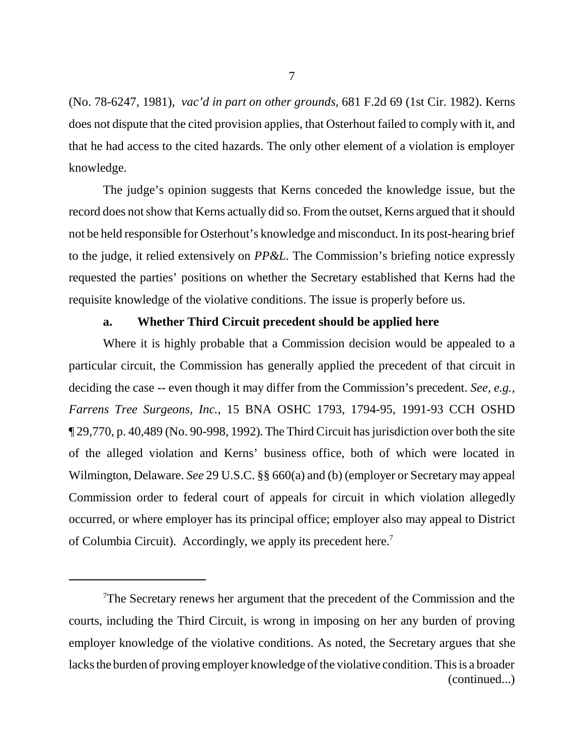(No. 78-6247, 1981), *vac'd in part on other grounds*, 681 F.2d 69 (1st Cir. 1982). Kerns does not dispute that the cited provision applies, that Osterhout failed to comply with it, and that he had access to the cited hazards. The only other element of a violation is employer knowledge.

The judge's opinion suggests that Kerns conceded the knowledge issue, but the record does not show that Kerns actually did so. From the outset, Kerns argued that it should not be held responsible for Osterhout's knowledge and misconduct. In its post-hearing brief to the judge, it relied extensively on *PP&L*. The Commission's briefing notice expressly requested the parties' positions on whether the Secretary established that Kerns had the requisite knowledge of the violative conditions. The issue is properly before us.

**a. Whether Third Circuit precedent should be applied here**

Where it is highly probable that a Commission decision would be appealed to a particular circuit, the Commission has generally applied the precedent of that circuit in deciding the case -- even though it may differ from the Commission's precedent. *See, e.g., Farrens Tree Surgeons, Inc.*, 15 BNA OSHC 1793, 1794-95, 1991-93 CCH OSHD ¶ 29,770, p. 40,489 (No. 90-998, 1992). The Third Circuit has jurisdiction over both the site of the alleged violation and Kerns' business office, both of which were located in Wilmington, Delaware. *See* 29 U.S.C. §§ 660(a) and (b) (employer or Secretary may appeal Commission order to federal court of appeals for circuit in which violation allegedly occurred, or where employer has its principal office; employer also may appeal to District of Columbia Circuit). Accordingly, we apply its precedent here.[7]

---

[7]The Secretary renews her argument that the precedent of the Commission and the courts, including the Third Circuit, is wrong in imposing on her any burden of proving employer knowledge of the violative conditions. As noted, the Secretary argues that she lacks the burden of proving employer knowledge of the violative condition. This is a broader (continued...)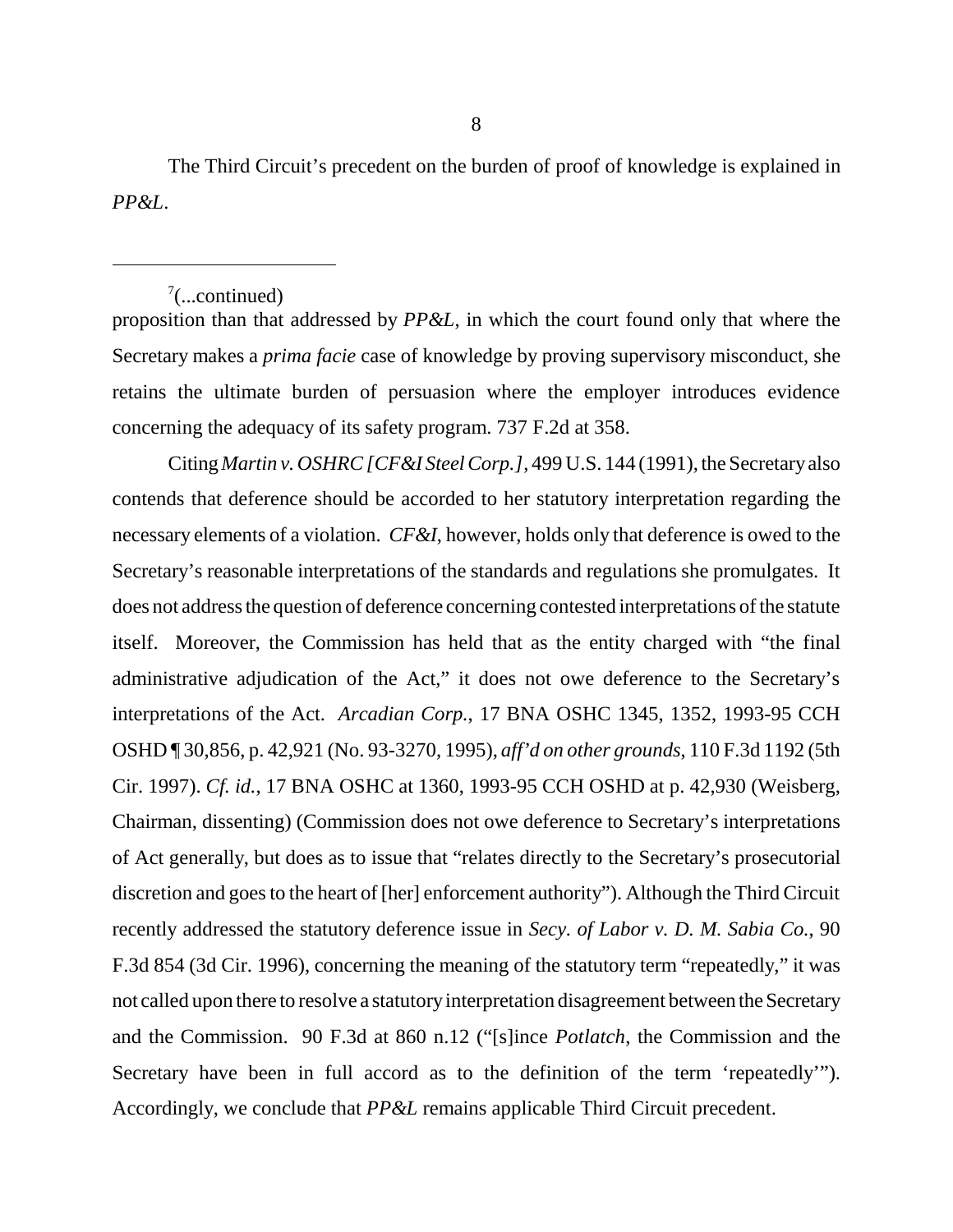The Third Circuit's precedent on the burden of proof of knowledge is explained in *PP&L*.

---

[7](...continued)
proposition than that addressed by *PP&L*, in which the court found only that where the Secretary makes a *prima facie* case of knowledge by proving supervisory misconduct, she retains the ultimate burden of persuasion where the employer introduces evidence concerning the adequacy of its safety program. 737 F.2d at 358.

Citing *Martin v. OSHRC [CF&I Steel Corp.]*, 499 U.S. 144 (1991), the Secretary also contends that deference should be accorded to her statutory interpretation regarding the necessary elements of a violation. *CF&I*, however, holds only that deference is owed to the Secretary's reasonable interpretations of the standards and regulations she promulgates. It does not address the question of deference concerning contested interpretations of the statute itself. Moreover, the Commission has held that as the entity charged with "the final administrative adjudication of the Act," it does not owe deference to the Secretary's interpretations of the Act. *Arcadian Corp.*, 17 BNA OSHC 1345, 1352, 1993-95 CCH OSHD ¶ 30,856, p. 42,921 (No. 93-3270, 1995), *aff'd on other grounds*, 110 F.3d 1192 (5th Cir. 1997). *Cf. id.*, 17 BNA OSHC at 1360, 1993-95 CCH OSHD at p. 42,930 (Weisberg, Chairman, dissenting) (Commission does not owe deference to Secretary's interpretations of Act generally, but does as to issue that "relates directly to the Secretary's prosecutorial discretion and goes to the heart of [her] enforcement authority"). Although the Third Circuit recently addressed the statutory deference issue in *Secy. of Labor v. D. M. Sabia Co.*, 90 F.3d 854 (3d Cir. 1996), concerning the meaning of the statutory term "repeatedly," it was not called upon there to resolve a statutory interpretation disagreement between the Secretary and the Commission. 90 F.3d at 860 n.12 ("[s]ince *Potlatch*, the Commission and the Secretary have been in full accord as to the definition of the term 'repeatedly'"). Accordingly, we conclude that *PP&L* remains applicable Third Circuit precedent.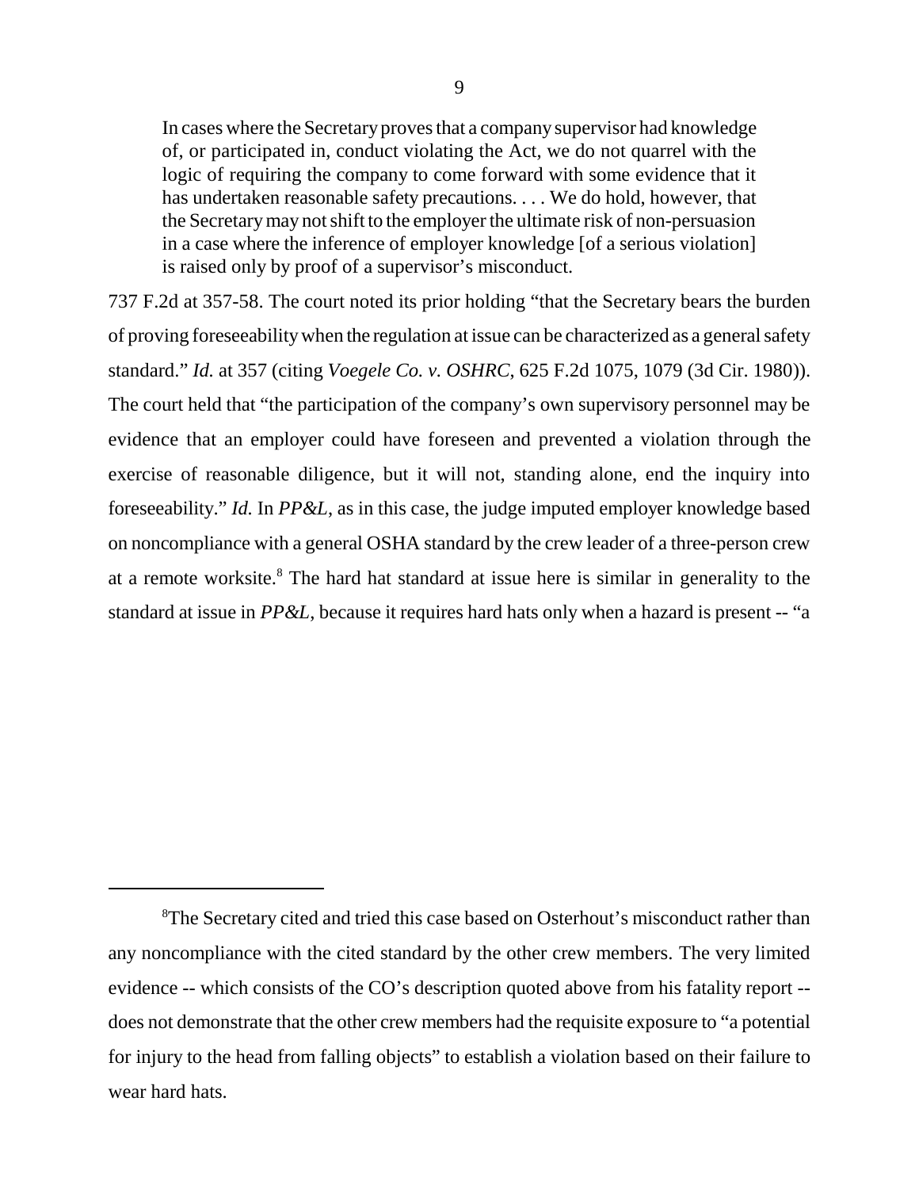> In cases where the Secretary proves that a company supervisor had knowledge of, or participated in, conduct violating the Act, we do not quarrel with the logic of requiring the company to come forward with some evidence that it has undertaken reasonable safety precautions. . . . We do hold, however, that the Secretary may not shift to the employer the ultimate risk of non-persuasion in a case where the inference of employer knowledge [of a serious violation] is raised only by proof of a supervisor's misconduct.

737 F.2d at 357-58. The court noted its prior holding "that the Secretary bears the burden of proving foreseeability when the regulation at issue can be characterized as a general safety standard." *Id.* at 357 (citing *Voegele Co. v. OSHRC*, 625 F.2d 1075, 1079 (3d Cir. 1980)). The court held that "the participation of the company's own supervisory personnel may be evidence that an employer could have foreseen and prevented a violation through the exercise of reasonable diligence, but it will not, standing alone, end the inquiry into foreseeability." *Id.* In *PP&L*, as in this case, the judge imputed employer knowledge based on noncompliance with a general OSHA standard by the crew leader of a three-person crew at a remote worksite.[8] The hard hat standard at issue here is similar in generality to the standard at issue in *PP&L*, because it requires hard hats only when a hazard is present -- "a

---

[8]The Secretary cited and tried this case based on Osterhout's misconduct rather than any noncompliance with the cited standard by the other crew members. The very limited evidence -- which consists of the CO's description quoted above from his fatality report -- does not demonstrate that the other crew members had the requisite exposure to "a potential for injury to the head from falling objects" to establish a violation based on their failure to wear hard hats.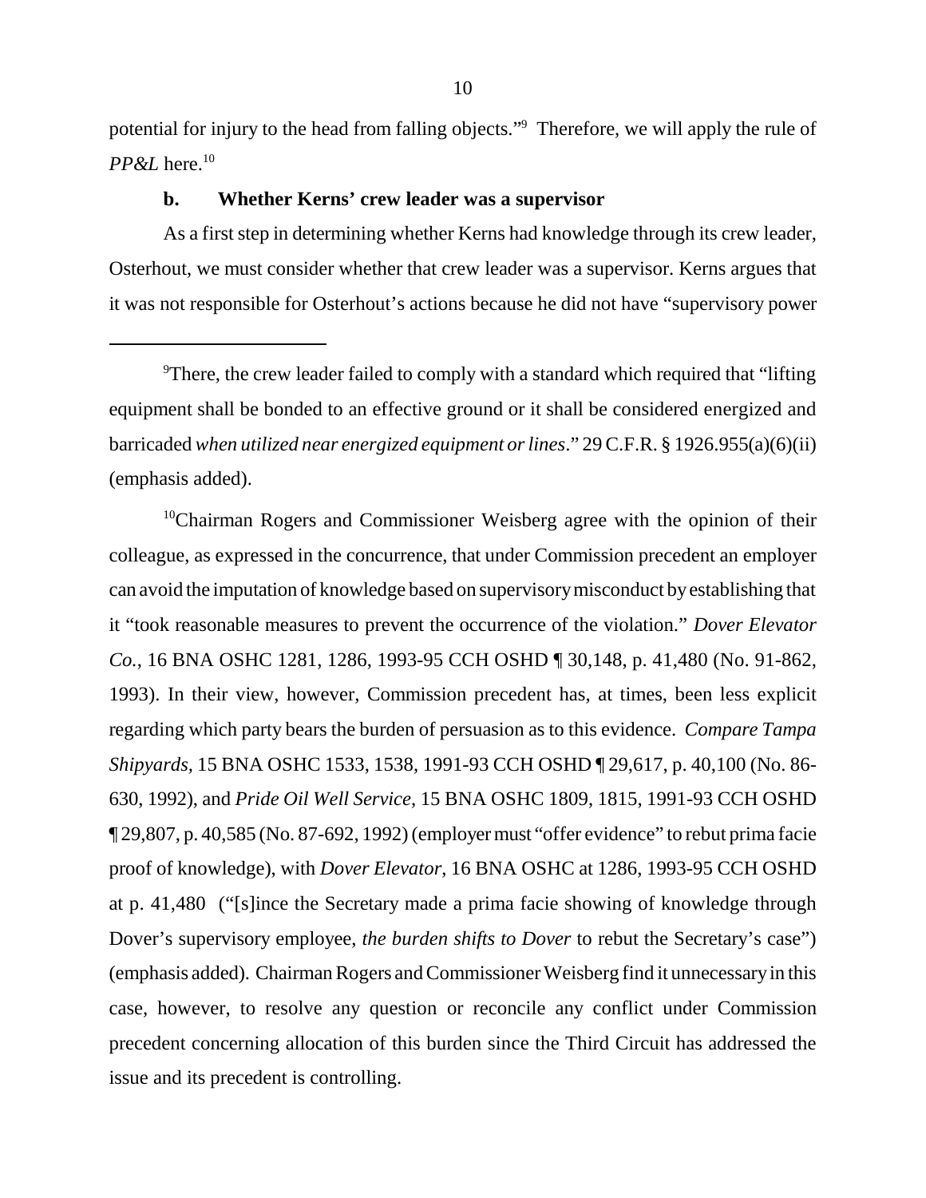potential for injury to the head from falling objects."[9] Therefore, we will apply the rule of *PP&L* here.[10]

### b. Whether Kerns' crew leader was a supervisor

As a first step in determining whether Kerns had knowledge through its crew leader, Osterhout, we must consider whether that crew leader was a supervisor. Kerns argues that it was not responsible for Osterhout's actions because he did not have "supervisory power

---

[9]There, the crew leader failed to comply with a standard which required that "lifting equipment shall be bonded to an effective ground or it shall be considered energized and barricaded *when utilized near energized equipment or lines*." 29 C.F.R. § 1926.955(a)(6)(ii) (emphasis added).

[10]Chairman Rogers and Commissioner Weisberg agree with the opinion of their colleague, as expressed in the concurrence, that under Commission precedent an employer can avoid the imputation of knowledge based on supervisory misconduct by establishing that it "took reasonable measures to prevent the occurrence of the violation." *Dover Elevator Co.*, 16 BNA OSHC 1281, 1286, 1993-95 CCH OSHD ¶ 30,148, p. 41,480 (No. 91-862, 1993). In their view, however, Commission precedent has, at times, been less explicit regarding which party bears the burden of persuasion as to this evidence. *Compare Tampa Shipyards*, 15 BNA OSHC 1533, 1538, 1991-93 CCH OSHD ¶ 29,617, p. 40,100 (No. 86-630, 1992), and *Pride Oil Well Service*, 15 BNA OSHC 1809, 1815, 1991-93 CCH OSHD ¶ 29,807, p. 40,585 (No. 87-692, 1992) (employer must "offer evidence" to rebut prima facie proof of knowledge), with *Dover Elevator*, 16 BNA OSHC at 1286, 1993-95 CCH OSHD at p. 41,480 ("[s]ince the Secretary made a prima facie showing of knowledge through Dover's supervisory employee, *the burden shifts to Dover* to rebut the Secretary's case") (emphasis added). Chairman Rogers and Commissioner Weisberg find it unnecessary in this case, however, to resolve any question or reconcile any conflict under Commission precedent concerning allocation of this burden since the Third Circuit has addressed the issue and its precedent is controlling.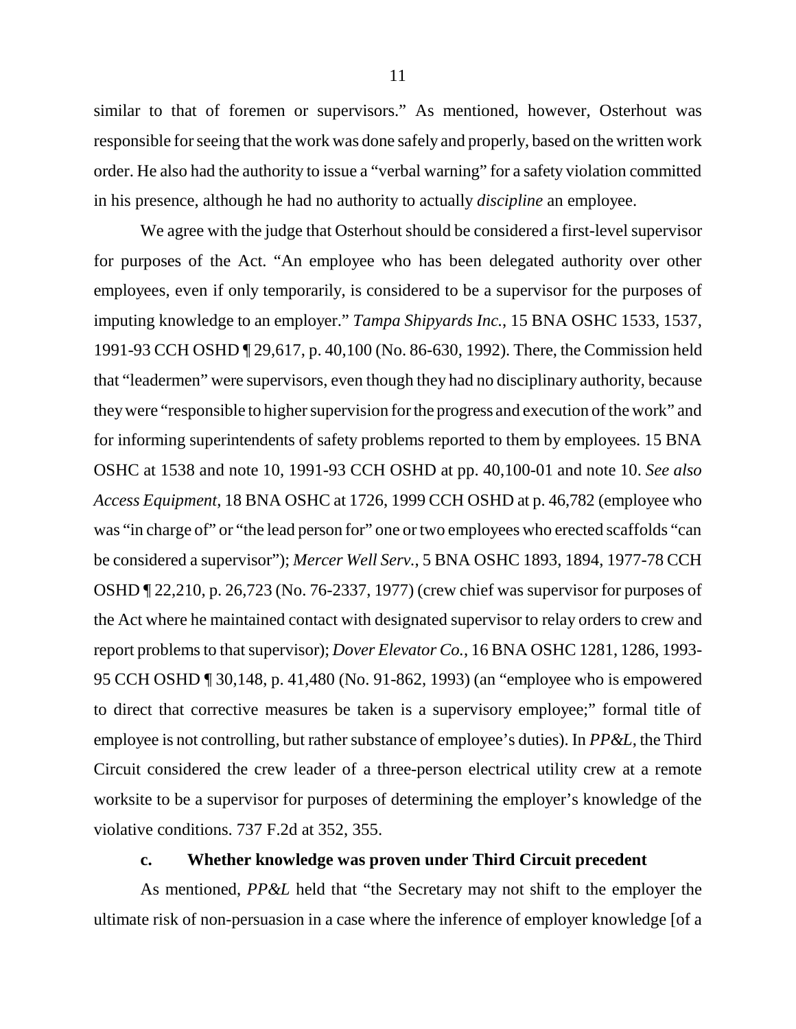similar to that of foremen or supervisors." As mentioned, however, Osterhout was responsible for seeing that the work was done safely and properly, based on the written work order. He also had the authority to issue a "verbal warning" for a safety violation committed in his presence, although he had no authority to actually *discipline* an employee.

We agree with the judge that Osterhout should be considered a first-level supervisor for purposes of the Act. "An employee who has been delegated authority over other employees, even if only temporarily, is considered to be a supervisor for the purposes of imputing knowledge to an employer." *Tampa Shipyards Inc.*, 15 BNA OSHC 1533, 1537, 1991-93 CCH OSHD ¶ 29,617, p. 40,100 (No. 86-630, 1992). There, the Commission held that "leadermen" were supervisors, even though they had no disciplinary authority, because they were "responsible to higher supervision for the progress and execution of the work" and for informing superintendents of safety problems reported to them by employees. 15 BNA OSHC at 1538 and note 10, 1991-93 CCH OSHD at pp. 40,100-01 and note 10. *See also Access Equipment*, 18 BNA OSHC at 1726, 1999 CCH OSHD at p. 46,782 (employee who was "in charge of" or "the lead person for" one or two employees who erected scaffolds "can be considered a supervisor"); *Mercer Well Serv.*, 5 BNA OSHC 1893, 1894, 1977-78 CCH OSHD ¶ 22,210, p. 26,723 (No. 76-2337, 1977) (crew chief was supervisor for purposes of the Act where he maintained contact with designated supervisor to relay orders to crew and report problems to that supervisor); *Dover Elevator Co.*, 16 BNA OSHC 1281, 1286, 1993-95 CCH OSHD ¶ 30,148, p. 41,480 (No. 91-862, 1993) (an "employee who is empowered to direct that corrective measures be taken is a supervisory employee;" formal title of employee is not controlling, but rather substance of employee's duties). In *PP&L*, the Third Circuit considered the crew leader of a three-person electrical utility crew at a remote worksite to be a supervisor for purposes of determining the employer's knowledge of the violative conditions. 737 F.2d at 352, 355.

#### c. Whether knowledge was proven under Third Circuit precedent

As mentioned, *PP&L* held that "the Secretary may not shift to the employer the ultimate risk of non-persuasion in a case where the inference of employer knowledge [of a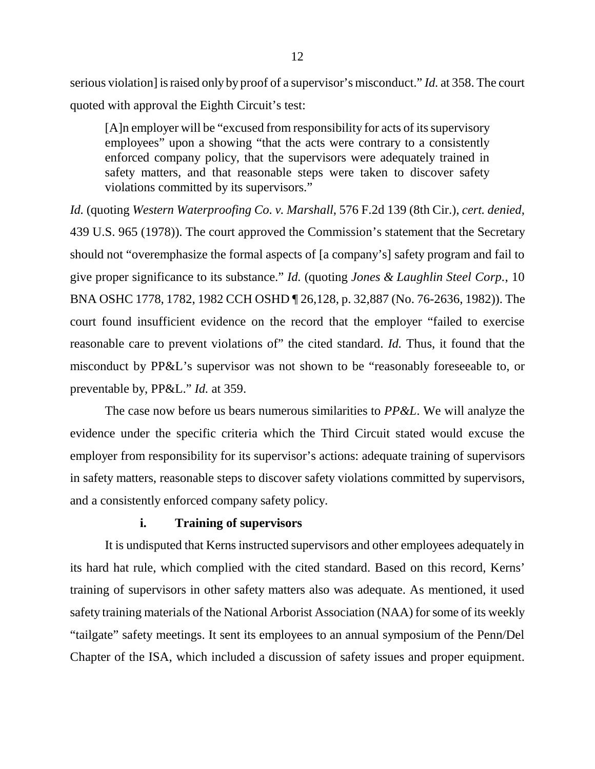serious violation] is raised only by proof of a supervisor's misconduct." *Id.* at 358. The court quoted with approval the Eighth Circuit's test:

> [A]n employer will be "excused from responsibility for acts of its supervisory employees" upon a showing "that the acts were contrary to a consistently enforced company policy, that the supervisors were adequately trained in safety matters, and that reasonable steps were taken to discover safety violations committed by its supervisors."

*Id.* (quoting *Western Waterproofing Co. v. Marshall*, 576 F.2d 139 (8th Cir.), *cert. denied*, 439 U.S. 965 (1978)). The court approved the Commission's statement that the Secretary should not "overemphasize the formal aspects of [a company's] safety program and fail to give proper significance to its substance." *Id.* (quoting *Jones & Laughlin Steel Corp.*, 10 BNA OSHC 1778, 1782, 1982 CCH OSHD ¶ 26,128, p. 32,887 (No. 76-2636, 1982)). The court found insufficient evidence on the record that the employer "failed to exercise reasonable care to prevent violations of" the cited standard. *Id.* Thus, it found that the misconduct by PP&L's supervisor was not shown to be "reasonably foreseeable to, or preventable by, PP&L." *Id.* at 359.

The case now before us bears numerous similarities to *PP&L*. We will analyze the evidence under the specific criteria which the Third Circuit stated would excuse the employer from responsibility for its supervisor's actions: adequate training of supervisors in safety matters, reasonable steps to discover safety violations committed by supervisors, and a consistently enforced company safety policy.

**i. Training of supervisors**

It is undisputed that Kerns instructed supervisors and other employees adequately in its hard hat rule, which complied with the cited standard. Based on this record, Kerns' training of supervisors in other safety matters also was adequate. As mentioned, it used safety training materials of the National Arborist Association (NAA) for some of its weekly "tailgate" safety meetings. It sent its employees to an annual symposium of the Penn/Del Chapter of the ISA, which included a discussion of safety issues and proper equipment.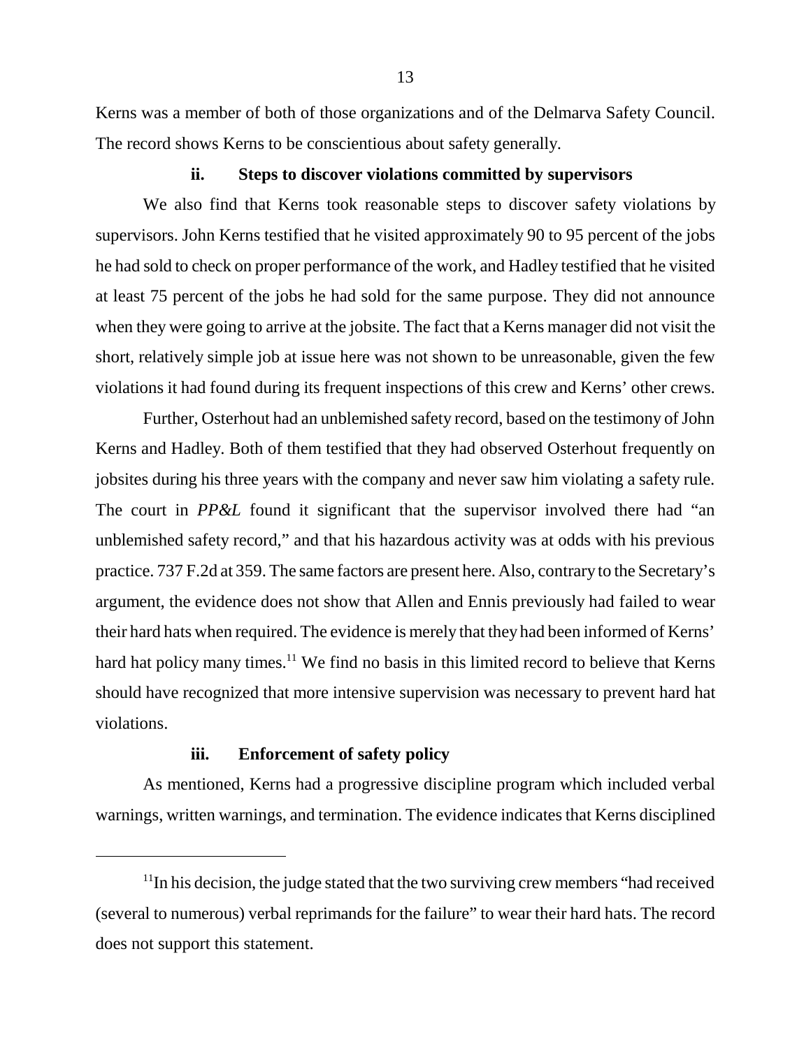Kerns was a member of both of those organizations and of the Delmarva Safety Council. The record shows Kerns to be conscientious about safety generally.

### ii. Steps to discover violations committed by supervisors

We also find that Kerns took reasonable steps to discover safety violations by supervisors. John Kerns testified that he visited approximately 90 to 95 percent of the jobs he had sold to check on proper performance of the work, and Hadley testified that he visited at least 75 percent of the jobs he had sold for the same purpose. They did not announce when they were going to arrive at the jobsite. The fact that a Kerns manager did not visit the short, relatively simple job at issue here was not shown to be unreasonable, given the few violations it had found during its frequent inspections of this crew and Kerns' other crews.

Further, Osterhout had an unblemished safety record, based on the testimony of John Kerns and Hadley. Both of them testified that they had observed Osterhout frequently on jobsites during his three years with the company and never saw him violating a safety rule. The court in *PP&L* found it significant that the supervisor involved there had "an unblemished safety record," and that his hazardous activity was at odds with his previous practice. 737 F.2d at 359. The same factors are present here. Also, contrary to the Secretary's argument, the evidence does not show that Allen and Ennis previously had failed to wear their hard hats when required. The evidence is merely that they had been informed of Kerns' hard hat policy many times.[11] We find no basis in this limited record to believe that Kerns should have recognized that more intensive supervision was necessary to prevent hard hat violations.

### iii. Enforcement of safety policy

As mentioned, Kerns had a progressive discipline program which included verbal warnings, written warnings, and termination. The evidence indicates that Kerns disciplined

---

[11] In his decision, the judge stated that the two surviving crew members "had received (several to numerous) verbal reprimands for the failure" to wear their hard hats. The record does not support this statement.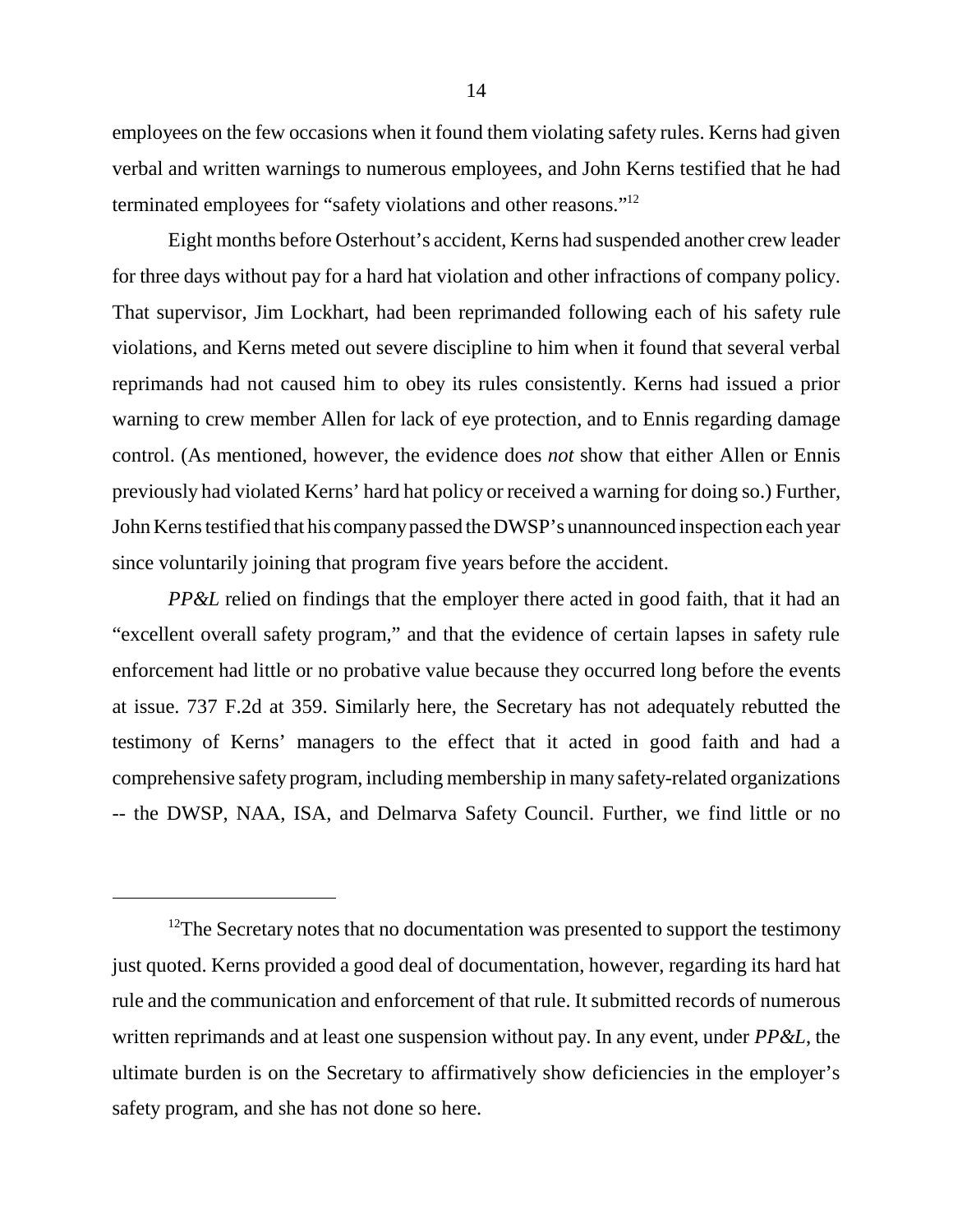employees on the few occasions when it found them violating safety rules. Kerns had given verbal and written warnings to numerous employees, and John Kerns testified that he had terminated employees for "safety violations and other reasons."[12]

Eight months before Osterhout's accident, Kerns had suspended another crew leader for three days without pay for a hard hat violation and other infractions of company policy. That supervisor, Jim Lockhart, had been reprimanded following each of his safety rule violations, and Kerns meted out severe discipline to him when it found that several verbal reprimands had not caused him to obey its rules consistently. Kerns had issued a prior warning to crew member Allen for lack of eye protection, and to Ennis regarding damage control. (As mentioned, however, the evidence does *not* show that either Allen or Ennis previously had violated Kerns' hard hat policy or received a warning for doing so.) Further, John Kerns testified that his company passed the DWSP's unannounced inspection each year since voluntarily joining that program five years before the accident.

*PP&L* relied on findings that the employer there acted in good faith, that it had an "excellent overall safety program," and that the evidence of certain lapses in safety rule enforcement had little or no probative value because they occurred long before the events at issue. 737 F.2d at 359. Similarly here, the Secretary has not adequately rebutted the testimony of Kerns' managers to the effect that it acted in good faith and had a comprehensive safety program, including membership in many safety-related organizations -- the DWSP, NAA, ISA, and Delmarva Safety Council. Further, we find little or no

---

[12]The Secretary notes that no documentation was presented to support the testimony just quoted. Kerns provided a good deal of documentation, however, regarding its hard hat rule and the communication and enforcement of that rule. It submitted records of numerous written reprimands and at least one suspension without pay. In any event, under *PP&L*, the ultimate burden is on the Secretary to affirmatively show deficiencies in the employer's safety program, and she has not done so here.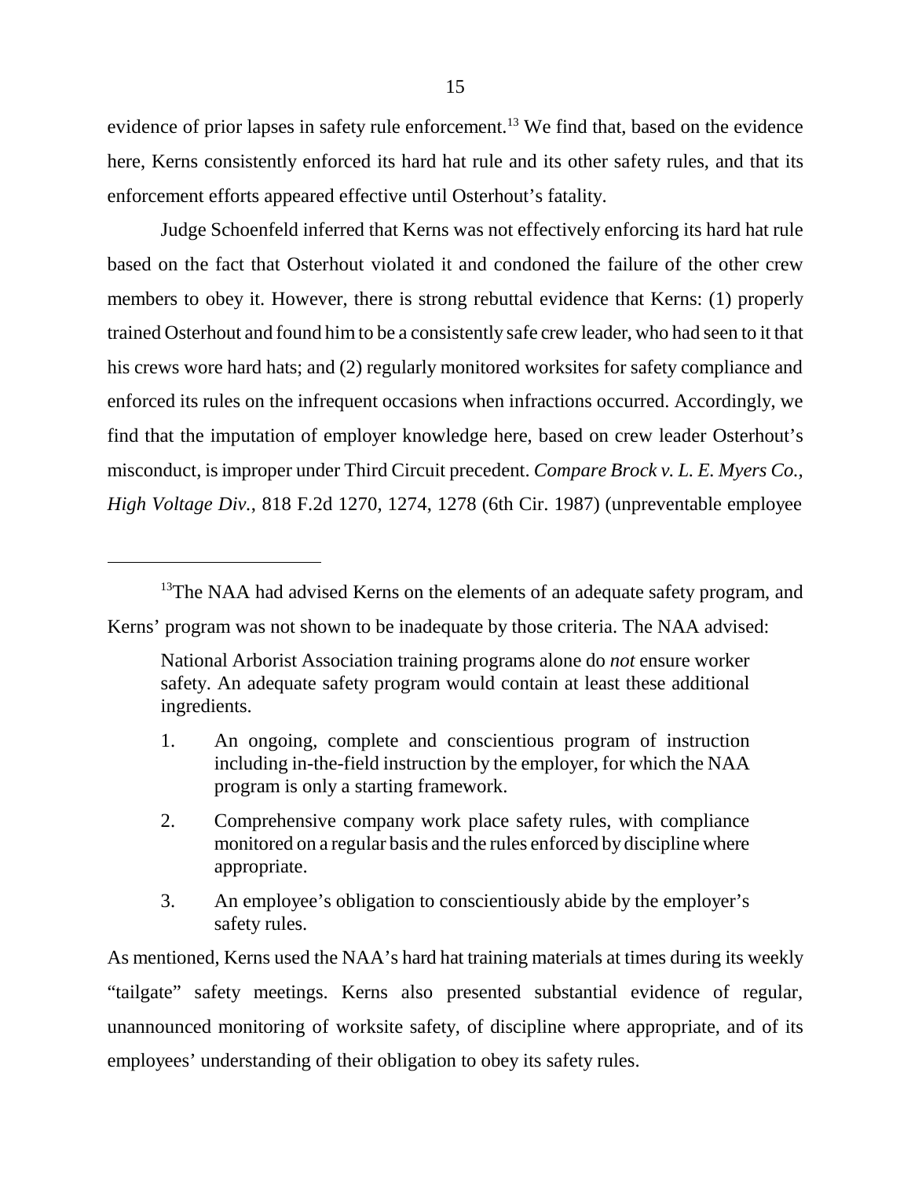evidence of prior lapses in safety rule enforcement.[13] We find that, based on the evidence here, Kerns consistently enforced its hard hat rule and its other safety rules, and that its enforcement efforts appeared effective until Osterhout's fatality.

Judge Schoenfeld inferred that Kerns was not effectively enforcing its hard hat rule based on the fact that Osterhout violated it and condoned the failure of the other crew members to obey it. However, there is strong rebuttal evidence that Kerns: (1) properly trained Osterhout and found him to be a consistently safe crew leader, who had seen to it that his crews wore hard hats; and (2) regularly monitored worksites for safety compliance and enforced its rules on the infrequent occasions when infractions occurred. Accordingly, we find that the imputation of employer knowledge here, based on crew leader Osterhout's misconduct, is improper under Third Circuit precedent. *Compare Brock v. L. E. Myers Co., High Voltage Div.*, 818 F.2d 1270, 1274, 1278 (6th Cir. 1987) (unpreventable employee

---

[13]The NAA had advised Kerns on the elements of an adequate safety program, and Kerns' program was not shown to be inadequate by those criteria. The NAA advised:

> National Arborist Association training programs alone do *not* ensure worker safety. An adequate safety program would contain at least these additional ingredients.
>
> 1. An ongoing, complete and conscientious program of instruction including in-the-field instruction by the employer, for which the NAA program is only a starting framework.
> 2. Comprehensive company work place safety rules, with compliance monitored on a regular basis and the rules enforced by discipline where appropriate.
> 3. An employee's obligation to conscientiously abide by the employer's safety rules.

As mentioned, Kerns used the NAA's hard hat training materials at times during its weekly "tailgate" safety meetings. Kerns also presented substantial evidence of regular, unannounced monitoring of worksite safety, of discipline where appropriate, and of its employees' understanding of their obligation to obey its safety rules.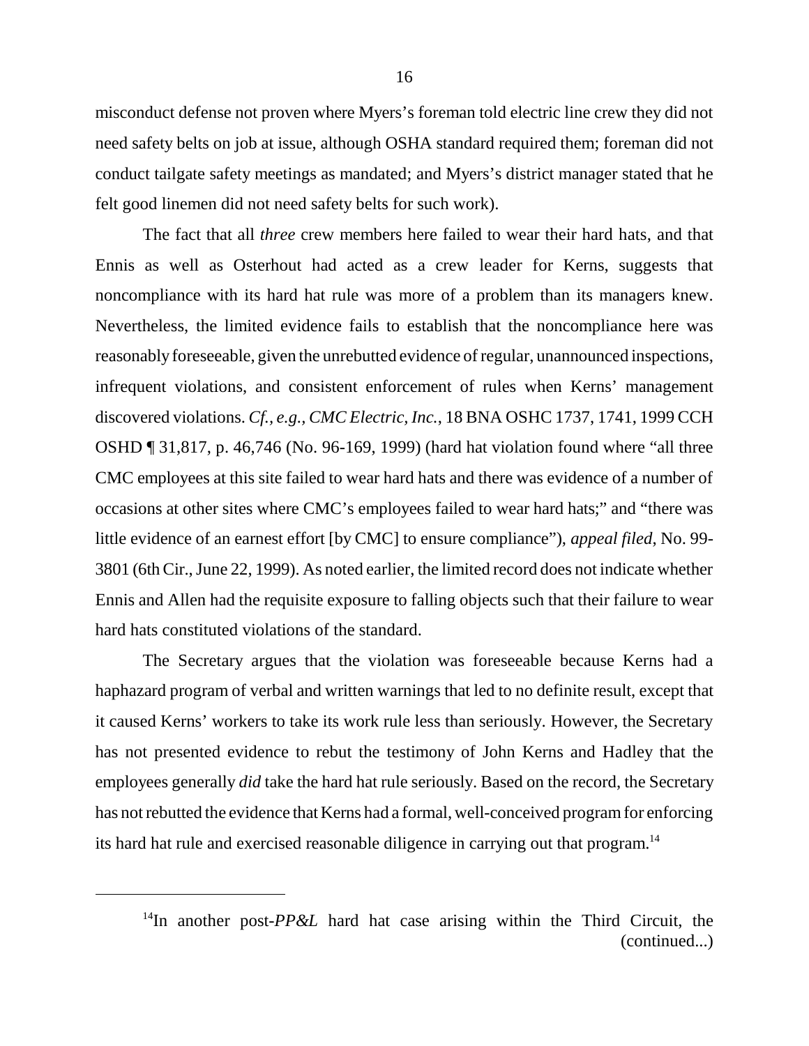misconduct defense not proven where Myers's foreman told electric line crew they did not need safety belts on job at issue, although OSHA standard required them; foreman did not conduct tailgate safety meetings as mandated; and Myers's district manager stated that he felt good linemen did not need safety belts for such work).

The fact that all *three* crew members here failed to wear their hard hats, and that Ennis as well as Osterhout had acted as a crew leader for Kerns, suggests that noncompliance with its hard hat rule was more of a problem than its managers knew. Nevertheless, the limited evidence fails to establish that the noncompliance here was reasonably foreseeable, given the unrebutted evidence of regular, unannounced inspections, infrequent violations, and consistent enforcement of rules when Kerns' management discovered violations. *Cf., e.g., CMC Electric, Inc.*, 18 BNA OSHC 1737, 1741, 1999 CCH OSHD ¶ 31,817, p. 46,746 (No. 96-169, 1999) (hard hat violation found where "all three CMC employees at this site failed to wear hard hats and there was evidence of a number of occasions at other sites where CMC's employees failed to wear hard hats;" and "there was little evidence of an earnest effort [by CMC] to ensure compliance"), *appeal filed*, No. 99-3801 (6th Cir., June 22, 1999). As noted earlier, the limited record does not indicate whether Ennis and Allen had the requisite exposure to falling objects such that their failure to wear hard hats constituted violations of the standard.

The Secretary argues that the violation was foreseeable because Kerns had a haphazard program of verbal and written warnings that led to no definite result, except that it caused Kerns' workers to take its work rule less than seriously. However, the Secretary has not presented evidence to rebut the testimony of John Kerns and Hadley that the employees generally *did* take the hard hat rule seriously. Based on the record, the Secretary has not rebutted the evidence that Kerns had a formal, well-conceived program for enforcing its hard hat rule and exercised reasonable diligence in carrying out that program.[14]

---

[14]In another post-*PP&L* hard hat case arising within the Third Circuit, the (continued...)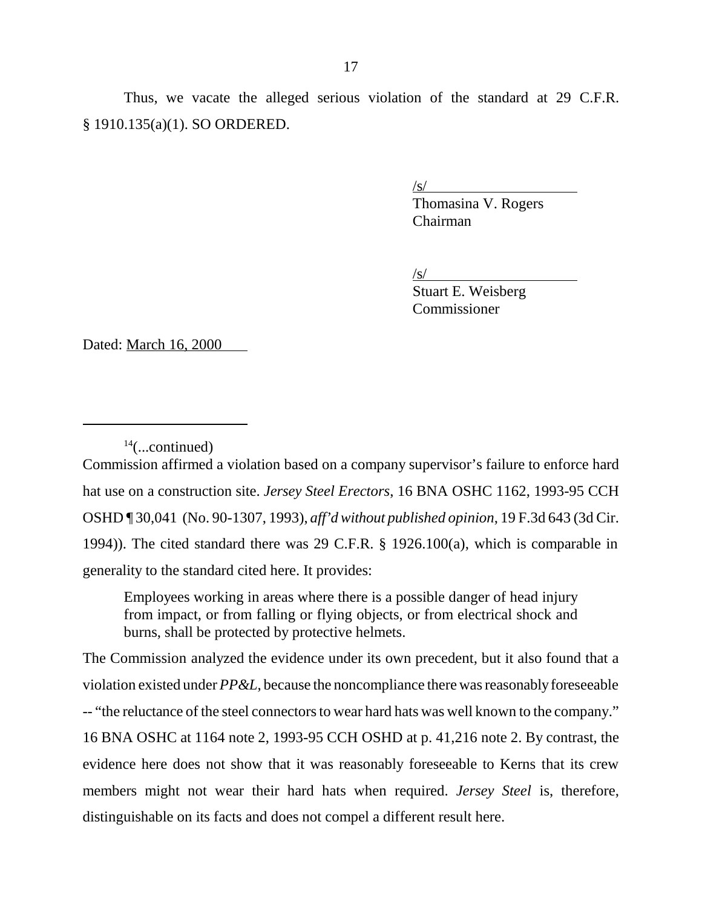Thus, we vacate the alleged serious violation of the standard at 29 C.F.R. § 1910.135(a)(1). SO ORDERED.

/s/
Thomasina V. Rogers
Chairman

/s/
Stuart E. Weisberg
Commissioner

Dated: March 16, 2000

---

[14](...continued)
Commission affirmed a violation based on a company supervisor's failure to enforce hard hat use on a construction site. *Jersey Steel Erectors*, 16 BNA OSHC 1162, 1993-95 CCH OSHD ¶ 30,041 (No. 90-1307, 1993), *aff'd without published opinion*, 19 F.3d 643 (3d Cir. 1994)). The cited standard there was 29 C.F.R. § 1926.100(a), which is comparable in generality to the standard cited here. It provides:

> Employees working in areas where there is a possible danger of head injury from impact, or from falling or flying objects, or from electrical shock and burns, shall be protected by protective helmets.

The Commission analyzed the evidence under its own precedent, but it also found that a violation existed under *PP&L*, because the noncompliance there was reasonably foreseeable -- "the reluctance of the steel connectors to wear hard hats was well known to the company." 16 BNA OSHC at 1164 note 2, 1993-95 CCH OSHD at p. 41,216 note 2. By contrast, the evidence here does not show that it was reasonably foreseeable to Kerns that its crew members might not wear their hard hats when required. *Jersey Steel* is, therefore, distinguishable on its facts and does not compel a different result here.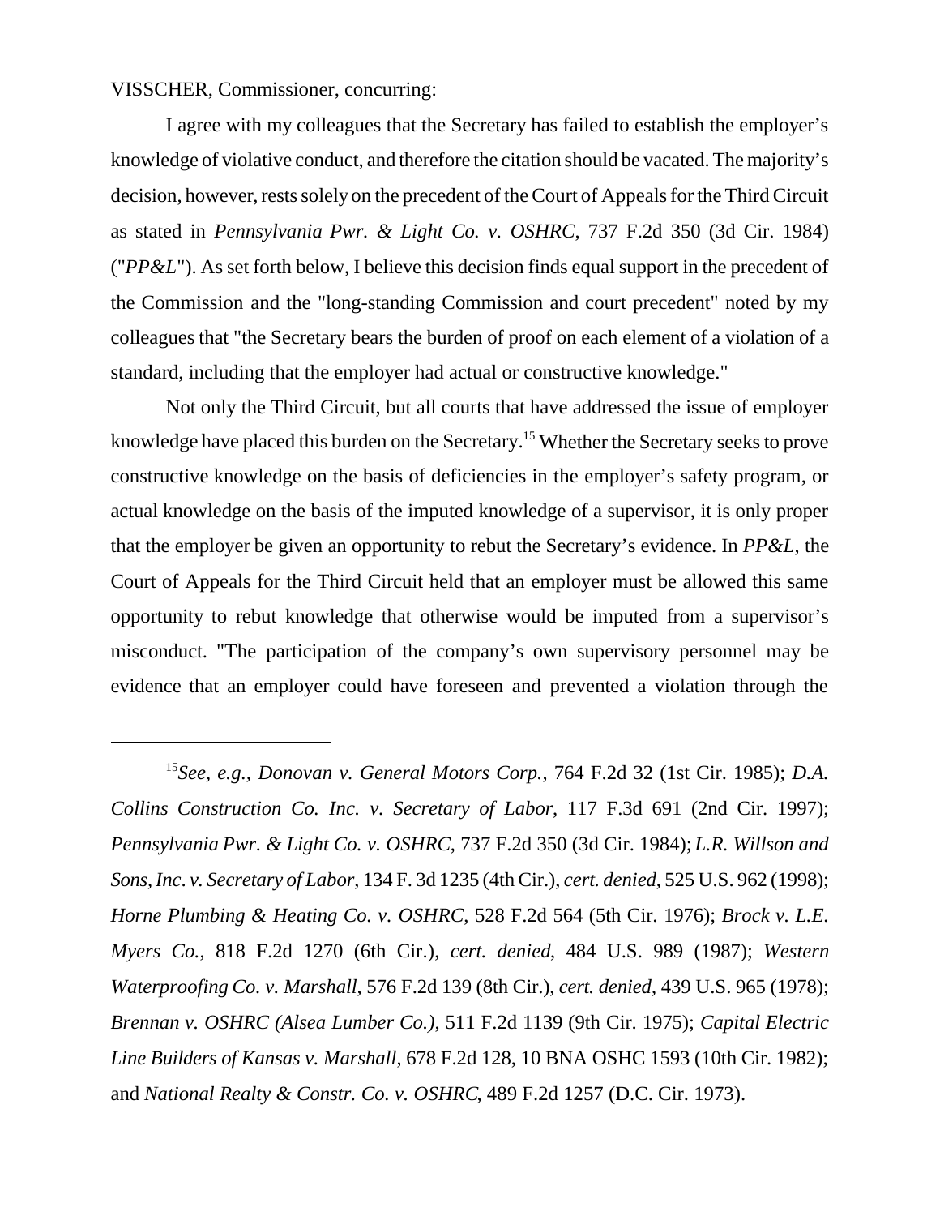VISSCHER, Commissioner, concurring:

I agree with my colleagues that the Secretary has failed to establish the employer's knowledge of violative conduct, and therefore the citation should be vacated. The majority's decision, however, rests solely on the precedent of the Court of Appeals for the Third Circuit as stated in *Pennsylvania Pwr. & Light Co. v. OSHRC*, 737 F.2d 350 (3d Cir. 1984) ("*PP&L*"). As set forth below, I believe this decision finds equal support in the precedent of the Commission and the "long-standing Commission and court precedent" noted by my colleagues that "the Secretary bears the burden of proof on each element of a violation of a standard, including that the employer had actual or constructive knowledge."

Not only the Third Circuit, but all courts that have addressed the issue of employer knowledge have placed this burden on the Secretary.[15] Whether the Secretary seeks to prove constructive knowledge on the basis of deficiencies in the employer's safety program, or actual knowledge on the basis of the imputed knowledge of a supervisor, it is only proper that the employer be given an opportunity to rebut the Secretary's evidence. In *PP&L*, the Court of Appeals for the Third Circuit held that an employer must be allowed this same opportunity to rebut knowledge that otherwise would be imputed from a supervisor's misconduct. "The participation of the company's own supervisory personnel may be evidence that an employer could have foreseen and prevented a violation through the

---

[15]*See, e.g., Donovan v. General Motors Corp.*, 764 F.2d 32 (1st Cir. 1985); *D.A. Collins Construction Co. Inc. v. Secretary of Labor*, 117 F.3d 691 (2nd Cir. 1997); *Pennsylvania Pwr. & Light Co. v. OSHRC*, 737 F.2d 350 (3d Cir. 1984); *L.R. Willson and Sons, Inc. v. Secretary of Labor*, 134 F. 3d 1235 (4th Cir.), *cert. denied*, 525 U.S. 962 (1998); *Horne Plumbing & Heating Co. v. OSHRC*, 528 F.2d 564 (5th Cir. 1976); *Brock v. L.E. Myers Co.*, 818 F.2d 1270 (6th Cir.), *cert. denied*, 484 U.S. 989 (1987); *Western Waterproofing Co. v. Marshall*, 576 F.2d 139 (8th Cir.), *cert. denied*, 439 U.S. 965 (1978); *Brennan v. OSHRC (Alsea Lumber Co.)*, 511 F.2d 1139 (9th Cir. 1975); *Capital Electric Line Builders of Kansas v. Marshall*, 678 F.2d 128, 10 BNA OSHC 1593 (10th Cir. 1982); and *National Realty & Constr. Co. v. OSHRC*, 489 F.2d 1257 (D.C. Cir. 1973).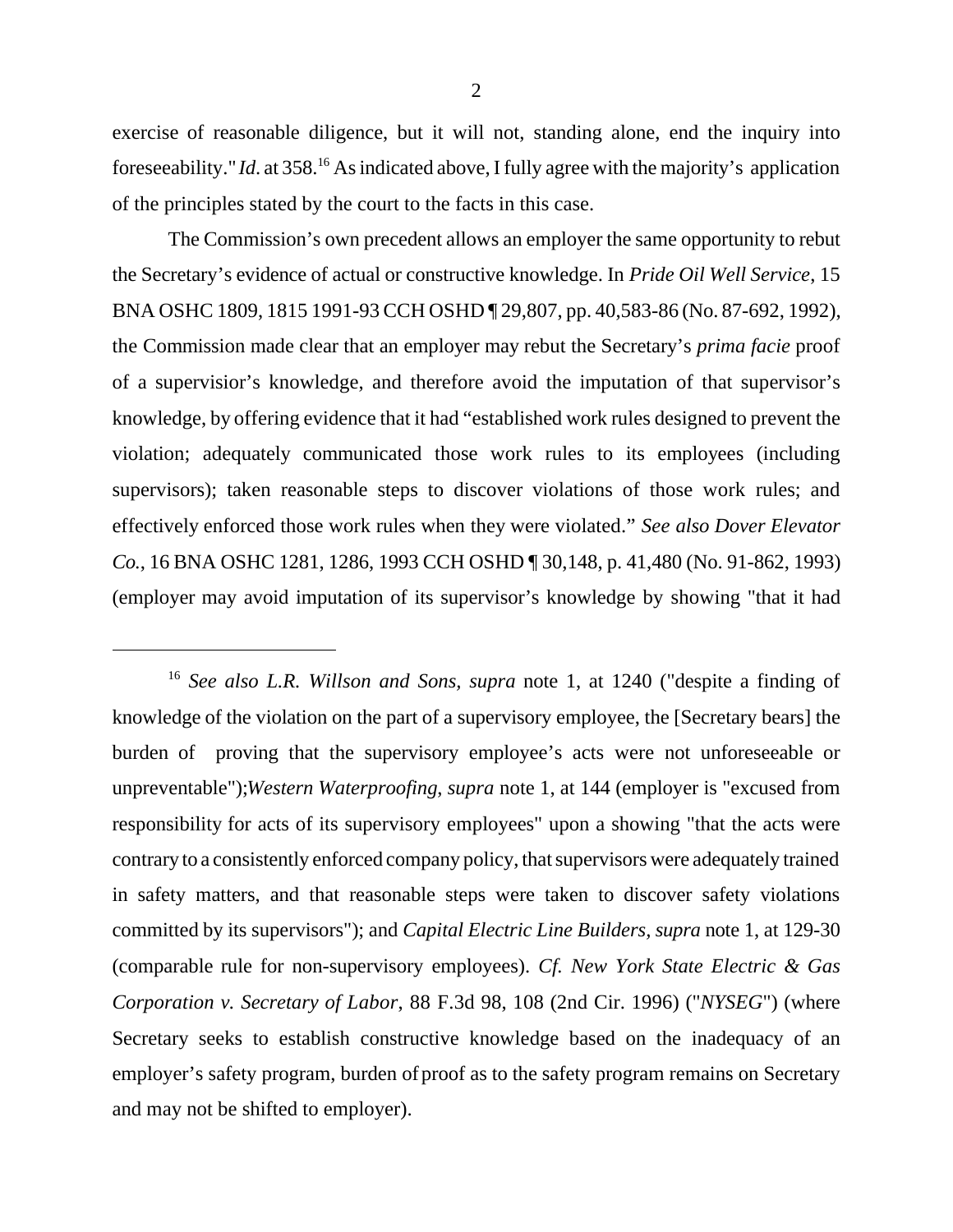exercise of reasonable diligence, but it will not, standing alone, end the inquiry into foreseeability." *Id*. at 358.[16] As indicated above, I fully agree with the majority's application of the principles stated by the court to the facts in this case.

The Commission's own precedent allows an employer the same opportunity to rebut the Secretary's evidence of actual or constructive knowledge. In *Pride Oil Well Service*, 15 BNA OSHC 1809, 1815 1991-93 CCH OSHD ¶ 29,807, pp. 40,583-86 (No. 87-692, 1992), the Commission made clear that an employer may rebut the Secretary's *prima facie* proof of a supervisior's knowledge, and therefore avoid the imputation of that supervisor's knowledge, by offering evidence that it had "established work rules designed to prevent the violation; adequately communicated those work rules to its employees (including supervisors); taken reasonable steps to discover violations of those work rules; and effectively enforced those work rules when they were violated." *See also Dover Elevator Co.*, 16 BNA OSHC 1281, 1286, 1993 CCH OSHD ¶ 30,148, p. 41,480 (No. 91-862, 1993) (employer may avoid imputation of its supervisor's knowledge by showing "that it had

---

[16] *See also L.R. Willson and Sons, supra* note 1, at 1240 ("despite a finding of knowledge of the violation on the part of a supervisory employee, the [Secretary bears] the burden of proving that the supervisory employee's acts were not unforeseeable or unpreventable");*Western Waterproofing, supra* note 1, at 144 (employer is "excused from responsibility for acts of its supervisory employees" upon a showing "that the acts were contrary to a consistently enforced company policy, that supervisors were adequately trained in safety matters, and that reasonable steps were taken to discover safety violations committed by its supervisors"); and *Capital Electric Line Builders, supra* note 1, at 129-30 (comparable rule for non-supervisory employees). *Cf. New York State Electric & Gas Corporation v. Secretary of Labor*, 88 F.3d 98, 108 (2nd Cir. 1996) ("*NYSEG*") (where Secretary seeks to establish constructive knowledge based on the inadequacy of an employer's safety program, burden of proof as to the safety program remains on Secretary and may not be shifted to employer).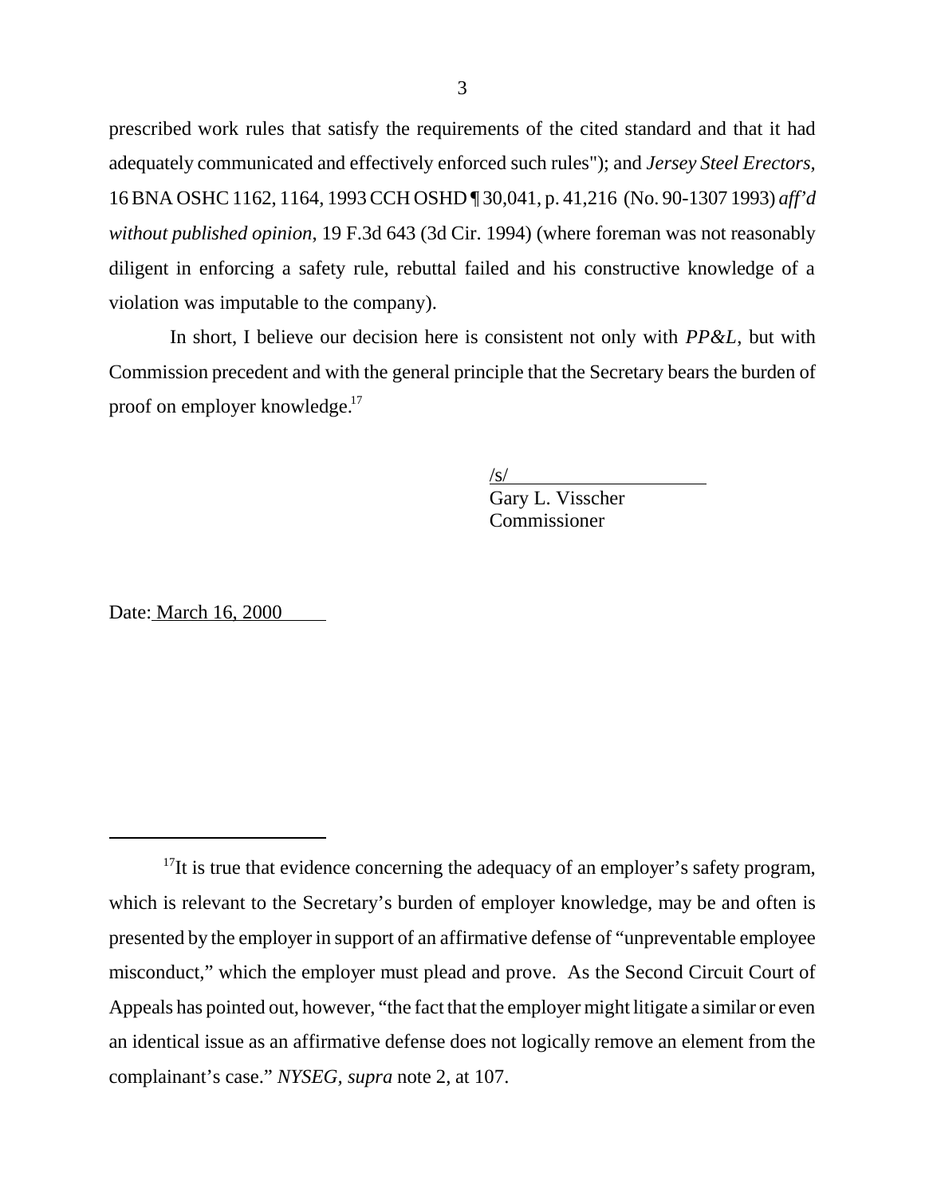prescribed work rules that satisfy the requirements of the cited standard and that it had adequately communicated and effectively enforced such rules"); and *Jersey Steel Erectors*, 16 BNA OSHC 1162, 1164, 1993 CCH OSHD ¶ 30,041, p. 41,216 (No. 90-1307 1993) *aff'd without published opinion*, 19 F.3d 643 (3d Cir. 1994) (where foreman was not reasonably diligent in enforcing a safety rule, rebuttal failed and his constructive knowledge of a violation was imputable to the company).

In short, I believe our decision here is consistent not only with *PP&L*, but with Commission precedent and with the general principle that the Secretary bears the burden of proof on employer knowledge.[17]

/s/
Gary L. Visscher
Commissioner

Date: March 16, 2000

---

[17] It is true that evidence concerning the adequacy of an employer's safety program, which is relevant to the Secretary's burden of employer knowledge, may be and often is presented by the employer in support of an affirmative defense of "unpreventable employee misconduct," which the employer must plead and prove. As the Second Circuit Court of Appeals has pointed out, however, "the fact that the employer might litigate a similar or even an identical issue as an affirmative defense does not logically remove an element from the complainant's case." *NYSEG, supra* note 2, at 107.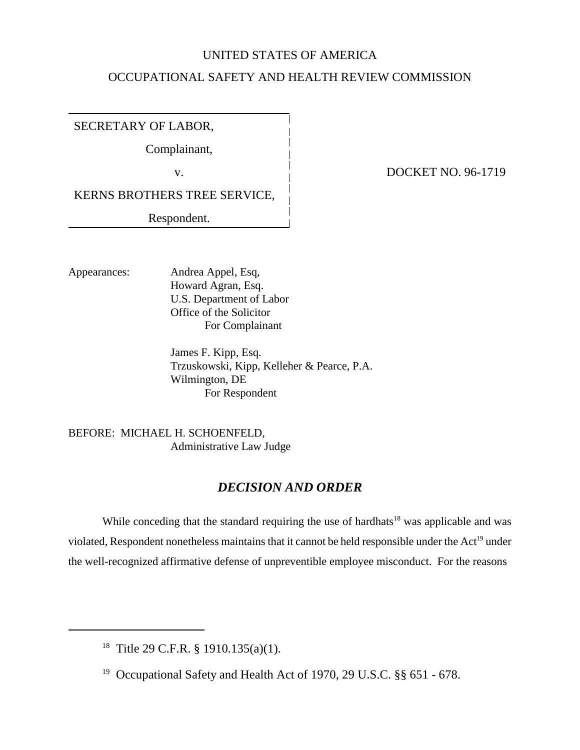UNITED STATES OF AMERICA

OCCUPATIONAL SAFETY AND HEALTH REVIEW COMMISSION

| | |
|---|---|
| SECRETARY OF LABOR,<br>Complainant,<br>v.<br>KERNS BROTHERS TREE SERVICE,<br>Respondent. | DOCKET NO. 96-1719 |

Appearances:

Andrea Appel, Esq,
Howard Agran, Esq.
U.S. Department of Labor
Office of the Solicitor
For Complainant

James F. Kipp, Esq.
Trzuskowski, Kipp, Kelleher & Pearce, P.A.
Wilmington, DE
For Respondent

BEFORE: MICHAEL H. SCHOENFELD,
Administrative Law Judge

## *DECISION AND ORDER*

While conceding that the standard requiring the use of hardhats[18] was applicable and was violated, Respondent nonetheless maintains that it cannot be held responsible under the Act[19] under the well-recognized affirmative defense of unpreventible employee misconduct. For the reasons

[18] Title 29 C.F.R. § 1910.135(a)(1).

[19] Occupational Safety and Health Act of 1970, 29 U.S.C. §§ 651 - 678.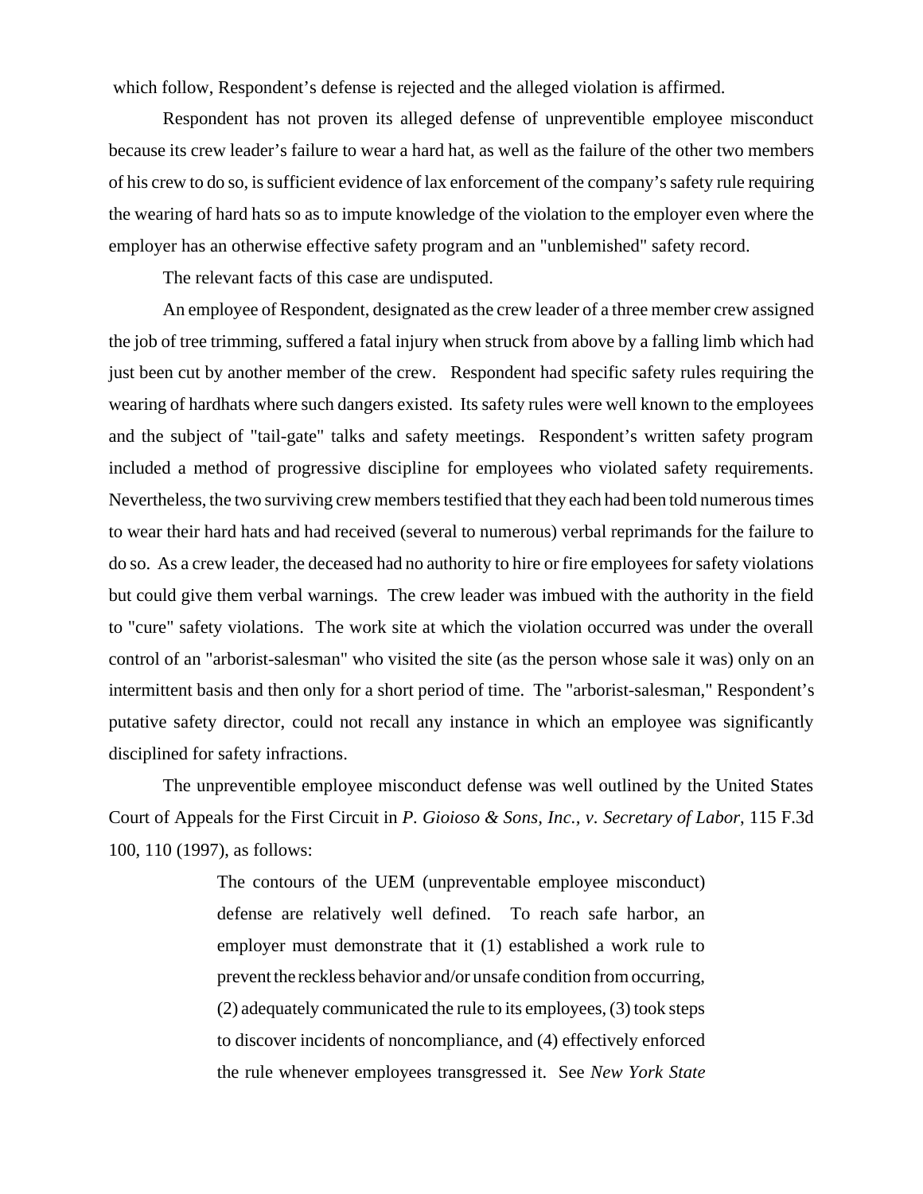which follow, Respondent's defense is rejected and the alleged violation is affirmed.

Respondent has not proven its alleged defense of unpreventible employee misconduct because its crew leader's failure to wear a hard hat, as well as the failure of the other two members of his crew to do so, is sufficient evidence of lax enforcement of the company's safety rule requiring the wearing of hard hats so as to impute knowledge of the violation to the employer even where the employer has an otherwise effective safety program and an "unblemished" safety record.

The relevant facts of this case are undisputed.

An employee of Respondent, designated as the crew leader of a three member crew assigned the job of tree trimming, suffered a fatal injury when struck from above by a falling limb which had just been cut by another member of the crew. Respondent had specific safety rules requiring the wearing of hardhats where such dangers existed. Its safety rules were well known to the employees and the subject of "tail-gate" talks and safety meetings. Respondent's written safety program included a method of progressive discipline for employees who violated safety requirements. Nevertheless, the two surviving crew members testified that they each had been told numerous times to wear their hard hats and had received (several to numerous) verbal reprimands for the failure to do so. As a crew leader, the deceased had no authority to hire or fire employees for safety violations but could give them verbal warnings. The crew leader was imbued with the authority in the field to "cure" safety violations. The work site at which the violation occurred was under the overall control of an "arborist-salesman" who visited the site (as the person whose sale it was) only on an intermittent basis and then only for a short period of time. The "arborist-salesman," Respondent's putative safety director, could not recall any instance in which an employee was significantly disciplined for safety infractions.

The unpreventible employee misconduct defense was well outlined by the United States Court of Appeals for the First Circuit in *P. Gioioso & Sons, Inc., v. Secretary of Labor*, 115 F.3d 100, 110 (1997), as follows:

> The contours of the UEM (unpreventable employee misconduct) defense are relatively well defined. To reach safe harbor, an employer must demonstrate that it (1) established a work rule to prevent the reckless behavior and/or unsafe condition from occurring, (2) adequately communicated the rule to its employees, (3) took steps to discover incidents of noncompliance, and (4) effectively enforced the rule whenever employees transgressed it. See *New York State*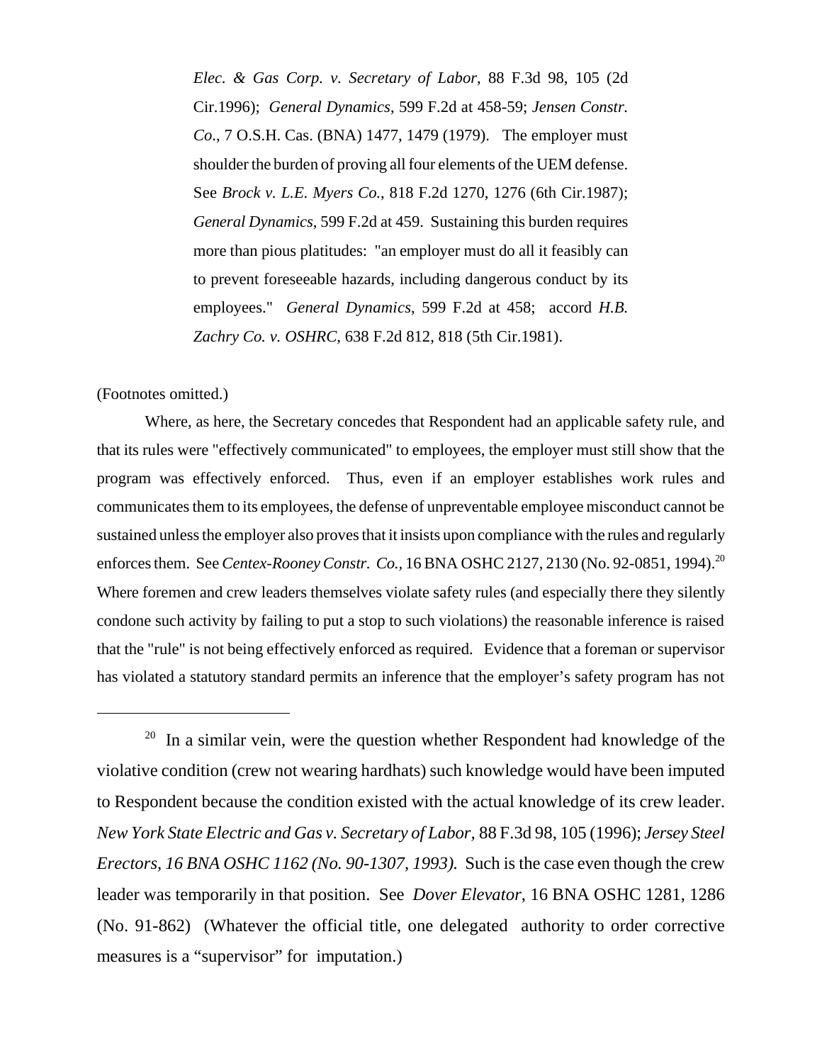> *Elec. & Gas Corp. v. Secretary of Labor*, 88 F.3d 98, 105 (2d Cir.1996); *General Dynamics*, 599 F.2d at 458-59; *Jensen Constr. Co*., 7 O.S.H. Cas. (BNA) 1477, 1479 (1979). The employer must shoulder the burden of proving all four elements of the UEM defense. See *Brock v. L.E. Myers Co.*, 818 F.2d 1270, 1276 (6th Cir.1987); *General Dynamics*, 599 F.2d at 459. Sustaining this burden requires more than pious platitudes: "an employer must do all it feasibly can to prevent foreseeable hazards, including dangerous conduct by its employees." *General Dynamics*, 599 F.2d at 458; accord *H.B. Zachry Co. v. OSHRC*, 638 F.2d 812, 818 (5th Cir.1981).

(Footnotes omitted.)

Where, as here, the Secretary concedes that Respondent had an applicable safety rule, and that its rules were "effectively communicated" to employees, the employer must still show that the program was effectively enforced. Thus, even if an employer establishes work rules and communicates them to its employees, the defense of unpreventable employee misconduct cannot be sustained unless the employer also proves that it insists upon compliance with the rules and regularly enforces them. See *Centex-Rooney Constr. Co.,* 16 BNA OSHC 2127, 2130 (No. 92-0851, 1994).[20] Where foremen and crew leaders themselves violate safety rules (and especially there they silently condone such activity by failing to put a stop to such violations) the reasonable inference is raised that the "rule" is not being effectively enforced as required. Evidence that a foreman or supervisor has violated a statutory standard permits an inference that the employer's safety program has not

---

[20] In a similar vein, were the question whether Respondent had knowledge of the violative condition (crew not wearing hardhats) such knowledge would have been imputed to Respondent because the condition existed with the actual knowledge of its crew leader. *New York State Electric and Gas v. Secretary of Labor,* 88 F.3d 98, 105 (1996); *Jersey Steel Erectors, 16 BNA OSHC 1162 (No. 90-1307, 1993).* Such is the case even though the crew leader was temporarily in that position. See *Dover Elevator*, 16 BNA OSHC 1281, 1286 (No. 91-862) (Whatever the official title, one delegated authority to order corrective measures is a "supervisor" for imputation.)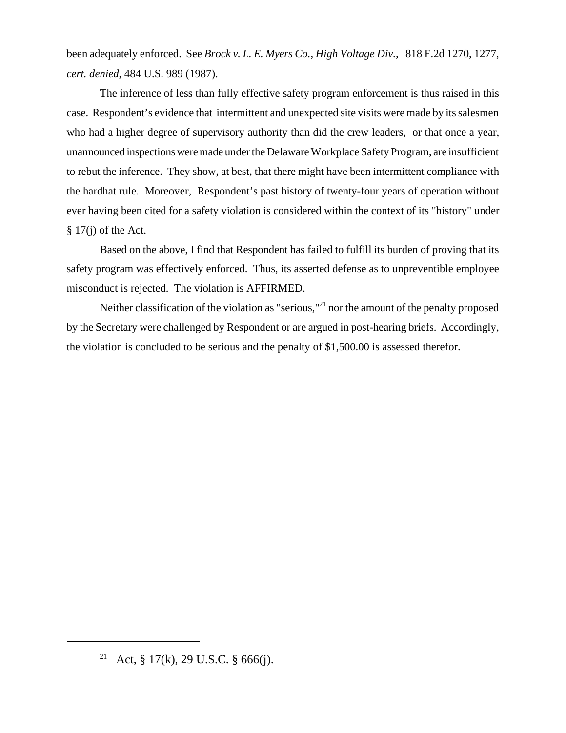been adequately enforced. See *Brock v. L. E. Myers Co., High Voltage Div.,* 818 F.2d 1270, 1277, *cert. denied*, 484 U.S. 989 (1987).

The inference of less than fully effective safety program enforcement is thus raised in this case. Respondent's evidence that intermittent and unexpected site visits were made by its salesmen who had a higher degree of supervisory authority than did the crew leaders, or that once a year, unannounced inspections were made under the Delaware Workplace Safety Program, are insufficient to rebut the inference. They show, at best, that there might have been intermittent compliance with the hardhat rule. Moreover, Respondent's past history of twenty-four years of operation without ever having been cited for a safety violation is considered within the context of its "history" under § 17(j) of the Act.

Based on the above, I find that Respondent has failed to fulfill its burden of proving that its safety program was effectively enforced. Thus, its asserted defense as to unpreventible employee misconduct is rejected. The violation is AFFIRMED.

Neither classification of the violation as "serious,"[21] nor the amount of the penalty proposed by the Secretary were challenged by Respondent or are argued in post-hearing briefs. Accordingly, the violation is concluded to be serious and the penalty of $1,500.00 is assessed therefor.

---

[21] Act, § 17(k), 29 U.S.C. § 666(j).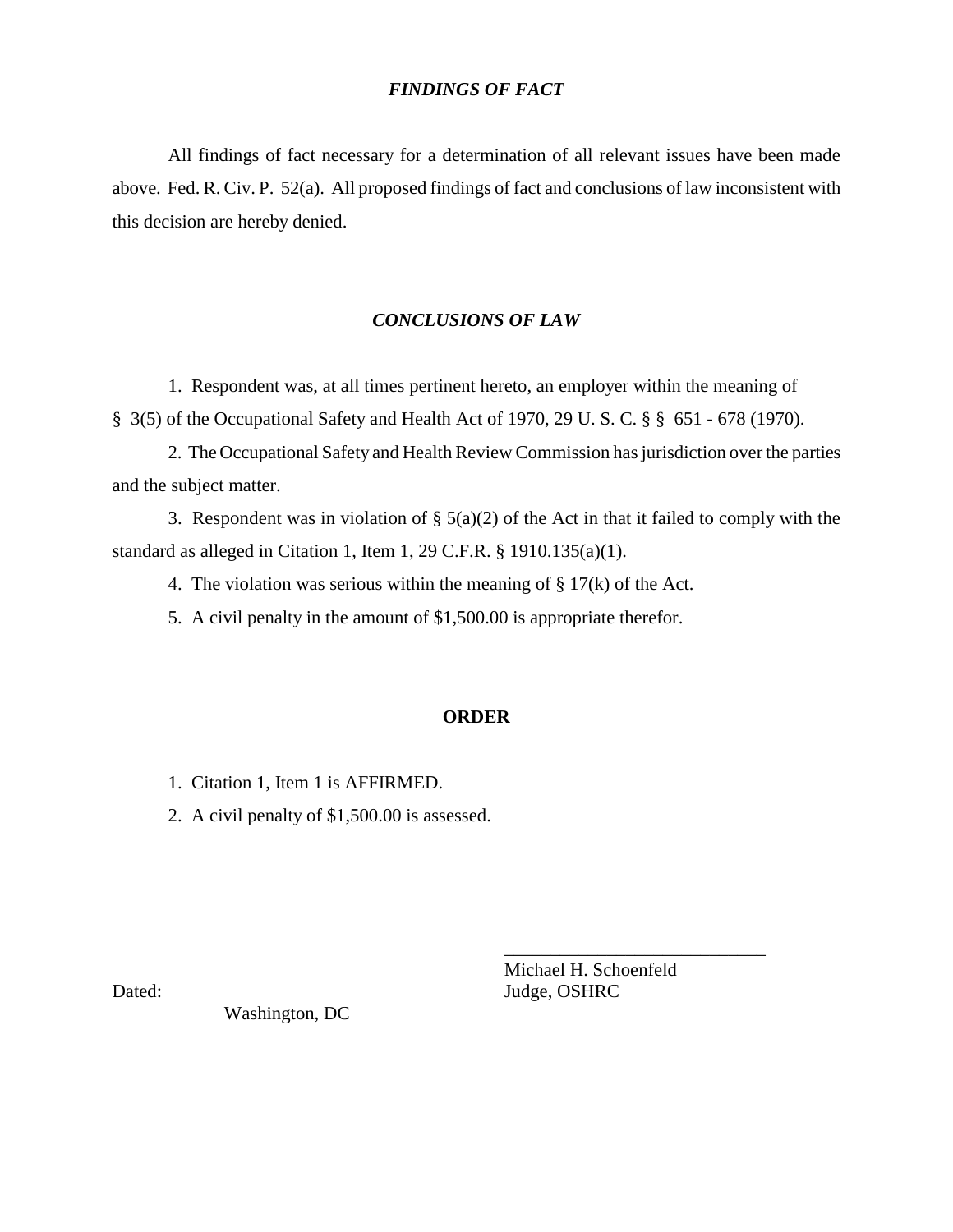### *FINDINGS OF FACT*

All findings of fact necessary for a determination of all relevant issues have been made above. Fed. R. Civ. P. 52(a). All proposed findings of fact and conclusions of law inconsistent with this decision are hereby denied.

### *CONCLUSIONS OF LAW*

1. Respondent was, at all times pertinent hereto, an employer within the meaning of § 3(5) of the Occupational Safety and Health Act of 1970, 29 U. S. C. § § 651 - 678 (1970).

2. The Occupational Safety and Health Review Commission has jurisdiction over the parties and the subject matter.

3. Respondent was in violation of § 5(a)(2) of the Act in that it failed to comply with the standard as alleged in Citation 1, Item 1, 29 C.F.R. § 1910.135(a)(1).

4. The violation was serious within the meaning of § 17(k) of the Act.

5. A civil penalty in the amount of $1,500.00 is appropriate therefor.

### **ORDER**

1. Citation 1, Item 1 is AFFIRMED.

2. A civil penalty of $1,500.00 is assessed.

_____________________________
Michael H. Schoenfeld
Judge, OSHRC

Dated:
Washington, DC